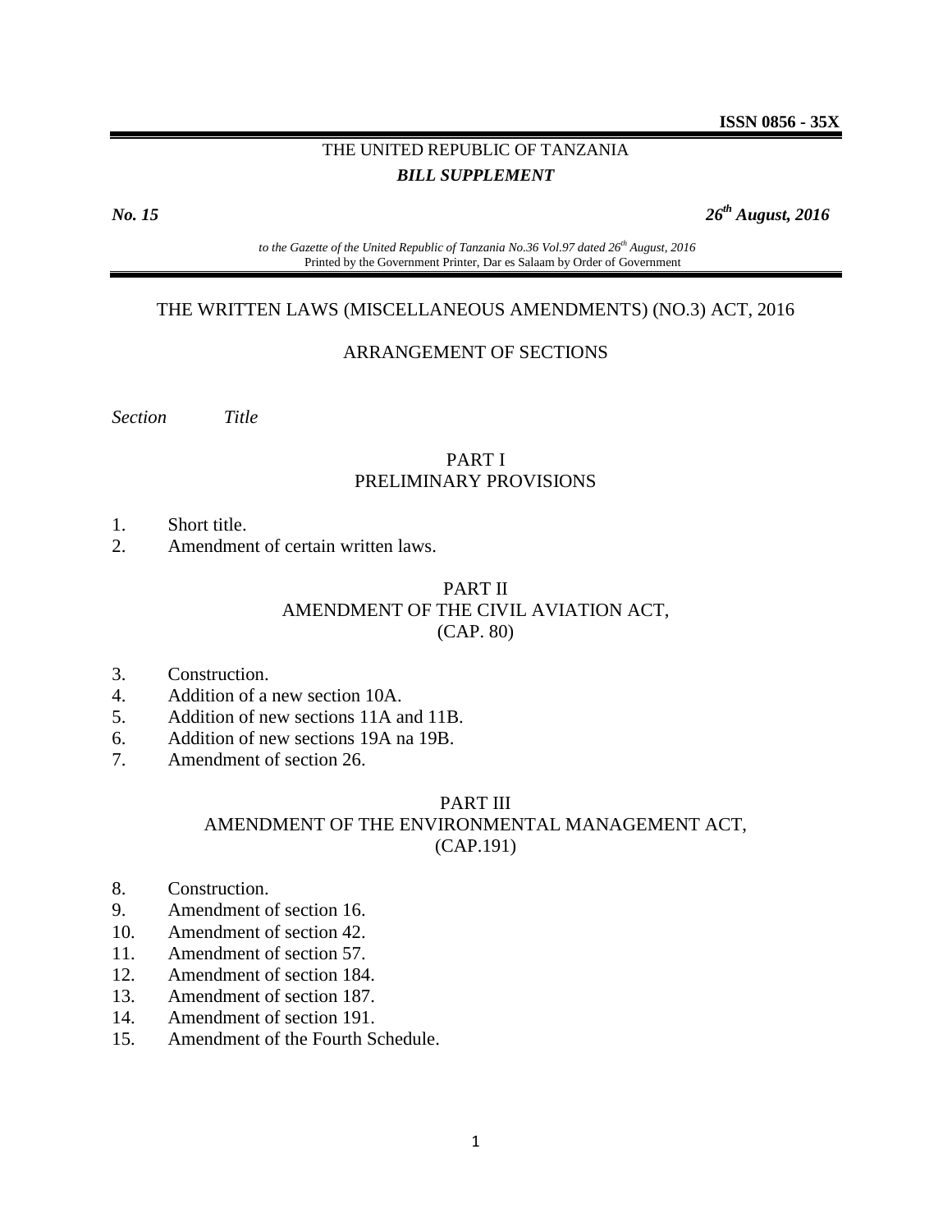**ISSN 0856 - 35X**

THE UNITED REPUBLIC OF TANZANIA

***BILL SUPPLEMENT***

***No. 15*** ***26th August, 2016***

*to the Gazette of the United Republic of Tanzania No.36 Vol.97 dated 26th August, 2016*
Printed by the Government Printer, Dar es Salaam by Order of Government

# THE WRITTEN LAWS (MISCELLANEOUS AMENDMENTS) (NO.3) ACT, 2016

## ARRANGEMENT OF SECTIONS

*Section* *Title*

### PART I
### PRELIMINARY PROVISIONS

1. Short title.
2. Amendment of certain written laws.

### PART II
### AMENDMENT OF THE CIVIL AVIATION ACT, (CAP. 80)

3. Construction.
4. Addition of a new section 10A.
5. Addition of new sections 11A and 11B.
6. Addition of new sections 19A na 19B.
7. Amendment of section 26.

### PART III
### AMENDMENT OF THE ENVIRONMENTAL MANAGEMENT ACT, (CAP.191)

8. Construction.
9. Amendment of section 16.
10. Amendment of section 42.
11. Amendment of section 57.
12. Amendment of section 184.
13. Amendment of section 187.
14. Amendment of section 191.
15. Amendment of the Fourth Schedule.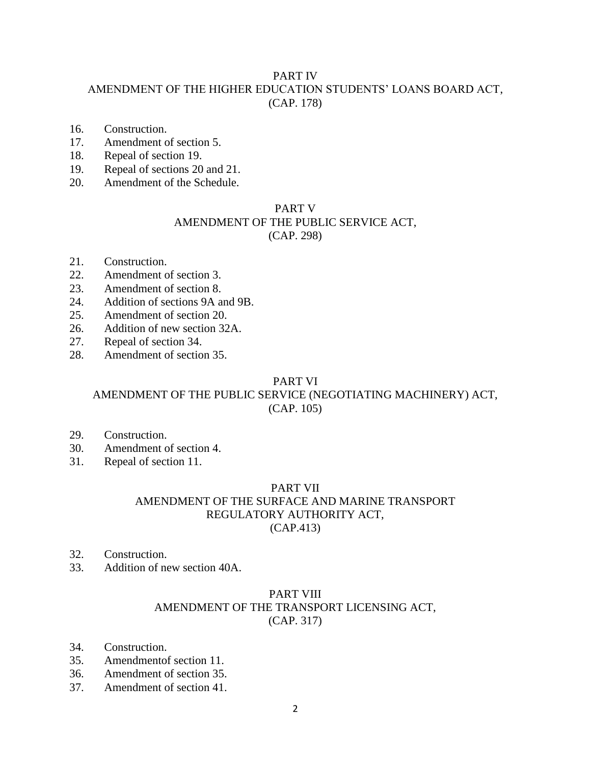PART IV
AMENDMENT OF THE HIGHER EDUCATION STUDENTS' LOANS BOARD ACT,
(CAP. 178)

16. Construction.
17. Amendment of section 5.
18. Repeal of section 19.
19. Repeal of sections 20 and 21.
20. Amendment of the Schedule.

PART V
AMENDMENT OF THE PUBLIC SERVICE ACT,
(CAP. 298)

21. Construction.
22. Amendment of section 3.
23. Amendment of section 8.
24. Addition of sections 9A and 9B.
25. Amendment of section 20.
26. Addition of new section 32A.
27. Repeal of section 34.
28. Amendment of section 35.

PART VI
AMENDMENT OF THE PUBLIC SERVICE (NEGOTIATING MACHINERY) ACT,
(CAP. 105)

29. Construction.
30. Amendment of section 4.
31. Repeal of section 11.

PART VII
AMENDMENT OF THE SURFACE AND MARINE TRANSPORT
REGULATORY AUTHORITY ACT,
(CAP.413)

32. Construction.
33. Addition of new section 40A.

PART VIII
AMENDMENT OF THE TRANSPORT LICENSING ACT,
(CAP. 317)

34. Construction.
35. Amendmentof section 11.
36. Amendment of section 35.
37. Amendment of section 41.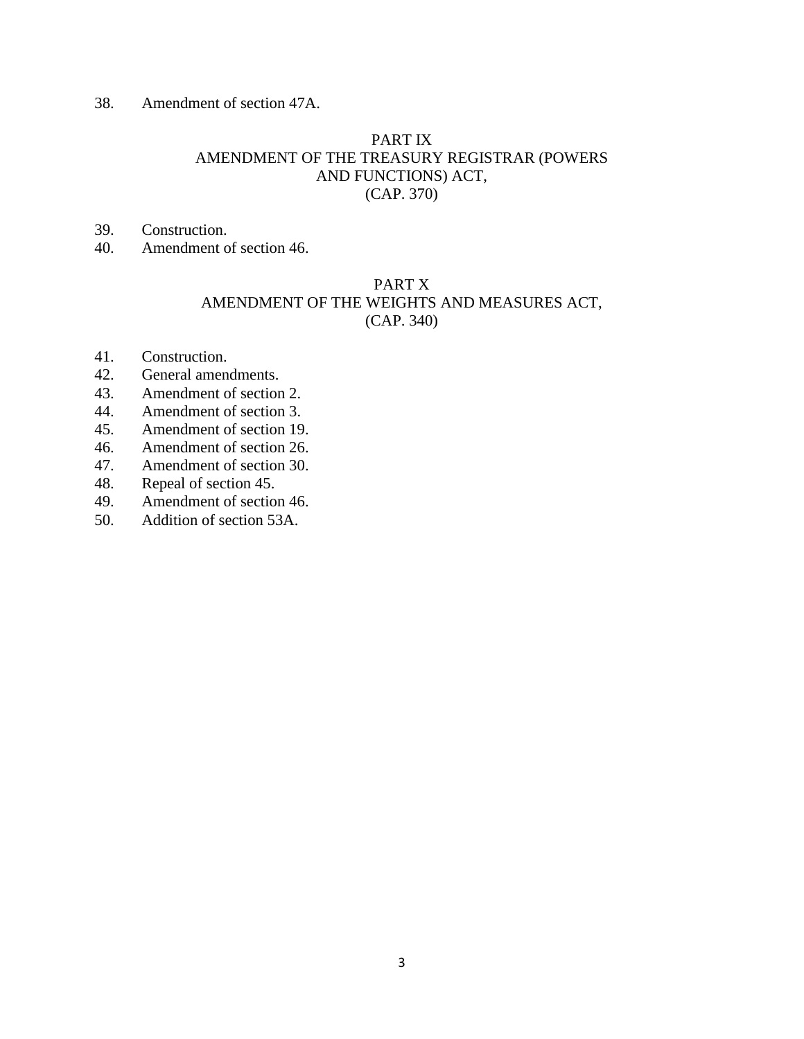38. Amendment of section 47A.

## PART IX
## AMENDMENT OF THE TREASURY REGISTRAR (POWERS AND FUNCTIONS) ACT, (CAP. 370)

39. Construction.
40. Amendment of section 46.

## PART X
## AMENDMENT OF THE WEIGHTS AND MEASURES ACT, (CAP. 340)

41. Construction.
42. General amendments.
43. Amendment of section 2.
44. Amendment of section 3.
45. Amendment of section 19.
46. Amendment of section 26.
47. Amendment of section 30.
48. Repeal of section 45.
49. Amendment of section 46.
50. Addition of section 53A.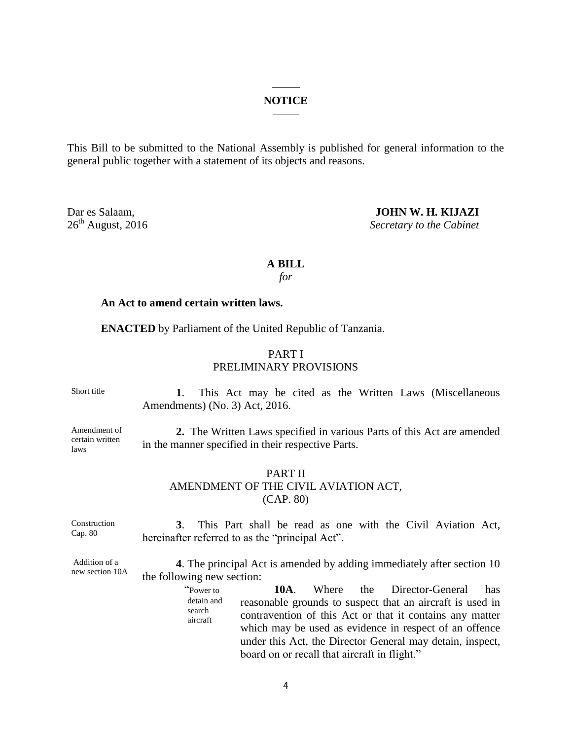## NOTICE

This Bill to be submitted to the National Assembly is published for general information to the general public together with a statement of its objects and reasons.

Dar es Salaam,
26th August, 2016

**JOHN W. H. KIJAZI**
*Secretary to the Cabinet*

**A BILL**
*for*

**An Act to amend certain written laws.**

**ENACTED** by Parliament of the United Republic of Tanzania.

PART I
PRELIMINARY PROVISIONS

Short title

**1**. This Act may be cited as the Written Laws (Miscellaneous Amendments) (No. 3) Act, 2016.

Amendment of certain written laws

**2.** The Written Laws specified in various Parts of this Act are amended in the manner specified in their respective Parts.

PART II
AMENDMENT OF THE CIVIL AVIATION ACT,
(CAP. 80)

Construction Cap. 80

**3**. This Part shall be read as one with the Civil Aviation Act, hereinafter referred to as the "principal Act".

Addition of a new section 10A

**4**. The principal Act is amended by adding immediately after section 10 the following new section:

"Power to detain and search aircraft

**10A**. Where the Director-General has reasonable grounds to suspect that an aircraft is used in contravention of this Act or that it contains any matter which may be used as evidence in respect of an offence under this Act, the Director General may detain, inspect, board on or recall that aircraft in flight."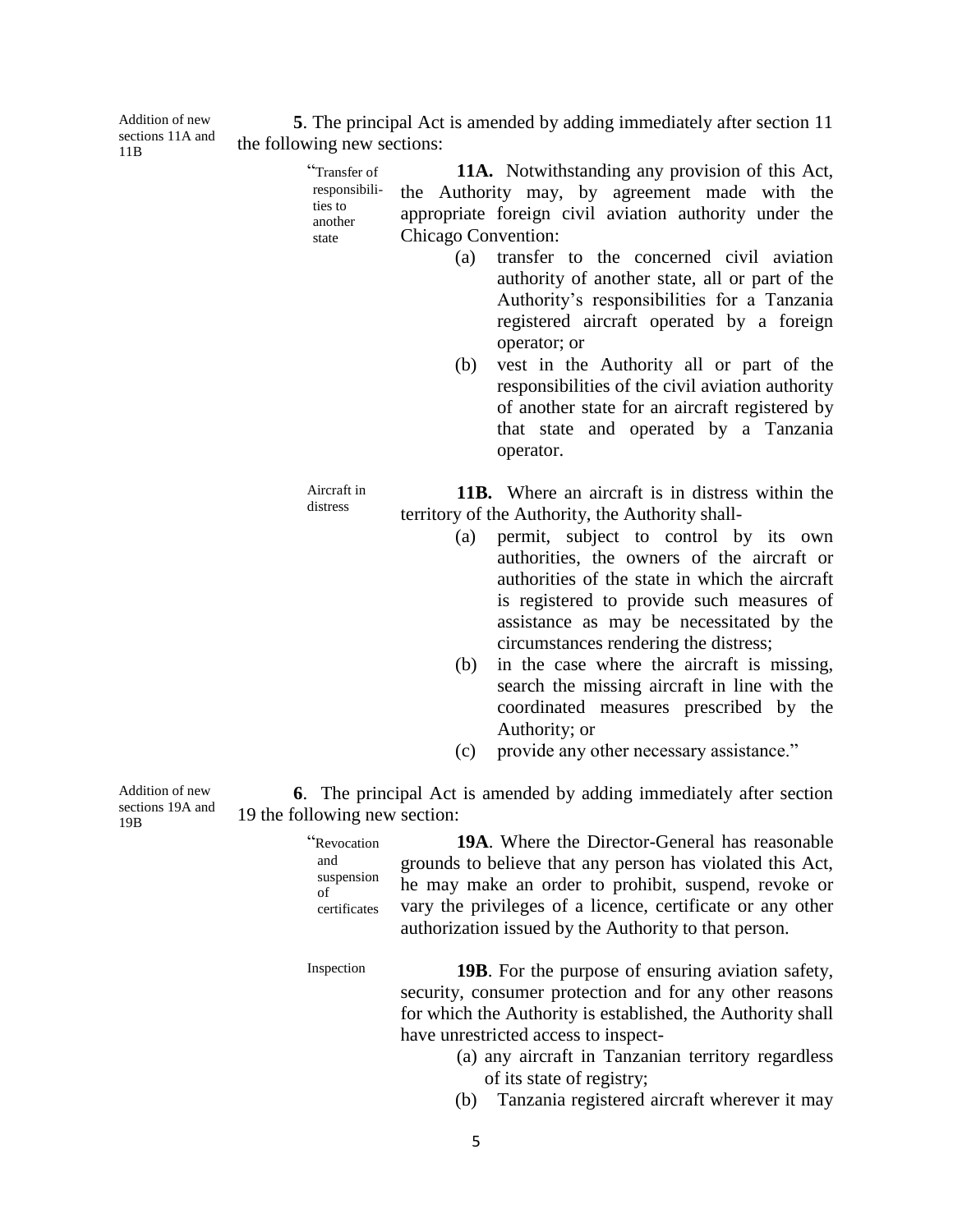Addition of new sections 11A and 11B

**5**. The principal Act is amended by adding immediately after section 11 the following new sections:

"Transfer of responsibilities to another state

**11A.** Notwithstanding any provision of this Act, the Authority may, by agreement made with the appropriate foreign civil aviation authority under the Chicago Convention:

(a) transfer to the concerned civil aviation authority of another state, all or part of the Authority's responsibilities for a Tanzania registered aircraft operated by a foreign operator; or

(b) vest in the Authority all or part of the responsibilities of the civil aviation authority of another state for an aircraft registered by that state and operated by a Tanzania operator.

Aircraft in distress

**11B.** Where an aircraft is in distress within the territory of the Authority, the Authority shall-

(a) permit, subject to control by its own authorities, the owners of the aircraft or authorities of the state in which the aircraft is registered to provide such measures of assistance as may be necessitated by the circumstances rendering the distress;

(b) in the case where the aircraft is missing, search the missing aircraft in line with the coordinated measures prescribed by the Authority; or

(c) provide any other necessary assistance."

Addition of new sections 19A and 19B

**6**. The principal Act is amended by adding immediately after section 19 the following new section:

"Revocation and suspension of certificates

**19A**. Where the Director-General has reasonable grounds to believe that any person has violated this Act, he may make an order to prohibit, suspend, revoke or vary the privileges of a licence, certificate or any other authorization issued by the Authority to that person.

Inspection

**19B**. For the purpose of ensuring aviation safety, security, consumer protection and for any other reasons for which the Authority is established, the Authority shall have unrestricted access to inspect-

(a) any aircraft in Tanzanian territory regardless of its state of registry;

(b) Tanzania registered aircraft wherever it may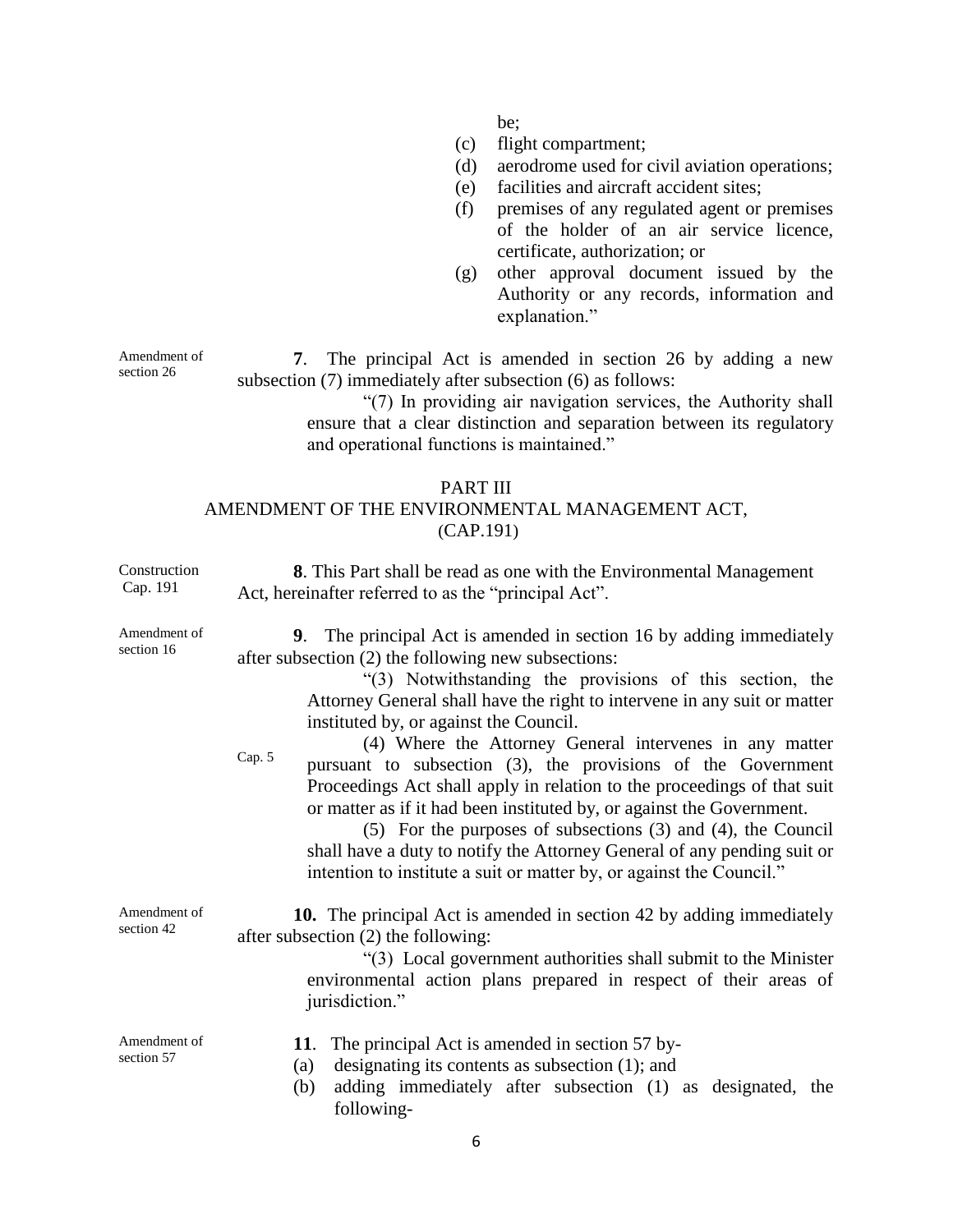be;

(c) flight compartment;
(d) aerodrome used for civil aviation operations;
(e) facilities and aircraft accident sites;
(f) premises of any regulated agent or premises of the holder of an air service licence, certificate, authorization; or
(g) other approval document issued by the Authority or any records, information and explanation."

Amendment of section 26

**7**. The principal Act is amended in section 26 by adding a new subsection (7) immediately after subsection (6) as follows:

"(7) In providing air navigation services, the Authority shall ensure that a clear distinction and separation between its regulatory and operational functions is maintained."

## PART III
## AMENDMENT OF THE ENVIRONMENTAL MANAGEMENT ACT, (CAP.191)

Construction Cap. 191

**8**. This Part shall be read as one with the Environmental Management Act, hereinafter referred to as the "principal Act".

Amendment of section 16

**9**. The principal Act is amended in section 16 by adding immediately after subsection (2) the following new subsections:

"(3) Notwithstanding the provisions of this section, the Attorney General shall have the right to intervene in any suit or matter instituted by, or against the Council.

Cap. 5

(4) Where the Attorney General intervenes in any matter pursuant to subsection (3), the provisions of the Government Proceedings Act shall apply in relation to the proceedings of that suit or matter as if it had been instituted by, or against the Government.

(5) For the purposes of subsections (3) and (4), the Council shall have a duty to notify the Attorney General of any pending suit or intention to institute a suit or matter by, or against the Council."

Amendment of section 42

**10.** The principal Act is amended in section 42 by adding immediately after subsection (2) the following:

"(3) Local government authorities shall submit to the Minister environmental action plans prepared in respect of their areas of jurisdiction."

Amendment of section 57

**11**. The principal Act is amended in section 57 by-

(a) designating its contents as subsection (1); and
(b) adding immediately after subsection (1) as designated, the following-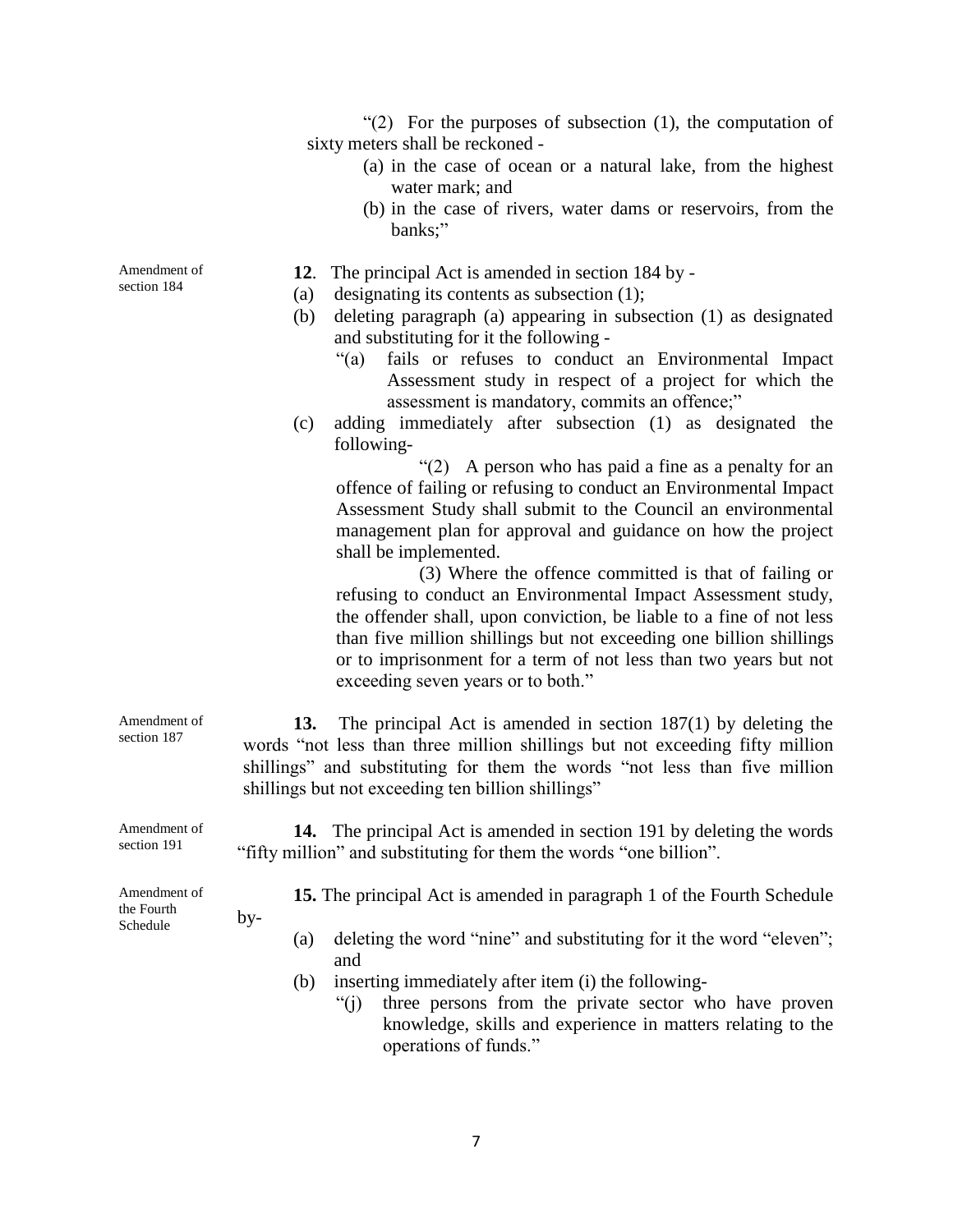"(2) For the purposes of subsection (1), the computation of sixty meters shall be reckoned -

(a) in the case of ocean or a natural lake, from the highest water mark; and

(b) in the case of rivers, water dams or reservoirs, from the banks;"

Amendment of section 184

**12**. The principal Act is amended in section 184 by -

(a) designating its contents as subsection (1);

(b) deleting paragraph (a) appearing in subsection (1) as designated and substituting for it the following -

"(a) fails or refuses to conduct an Environmental Impact Assessment study in respect of a project for which the assessment is mandatory, commits an offence;"

(c) adding immediately after subsection (1) as designated the following-

"(2) A person who has paid a fine as a penalty for an offence of failing or refusing to conduct an Environmental Impact Assessment Study shall submit to the Council an environmental management plan for approval and guidance on how the project shall be implemented.

(3) Where the offence committed is that of failing or refusing to conduct an Environmental Impact Assessment study, the offender shall, upon conviction, be liable to a fine of not less than five million shillings but not exceeding one billion shillings or to imprisonment for a term of not less than two years but not exceeding seven years or to both."

Amendment of section 187

**13.** The principal Act is amended in section 187(1) by deleting the words "not less than three million shillings but not exceeding fifty million shillings" and substituting for them the words "not less than five million shillings but not exceeding ten billion shillings"

Amendment of section 191

**14.** The principal Act is amended in section 191 by deleting the words "fifty million" and substituting for them the words "one billion".

Amendment of the Fourth Schedule

**15.** The principal Act is amended in paragraph 1 of the Fourth Schedule by-

(a) deleting the word "nine" and substituting for it the word "eleven"; and

(b) inserting immediately after item (i) the following-

"(j) three persons from the private sector who have proven knowledge, skills and experience in matters relating to the operations of funds."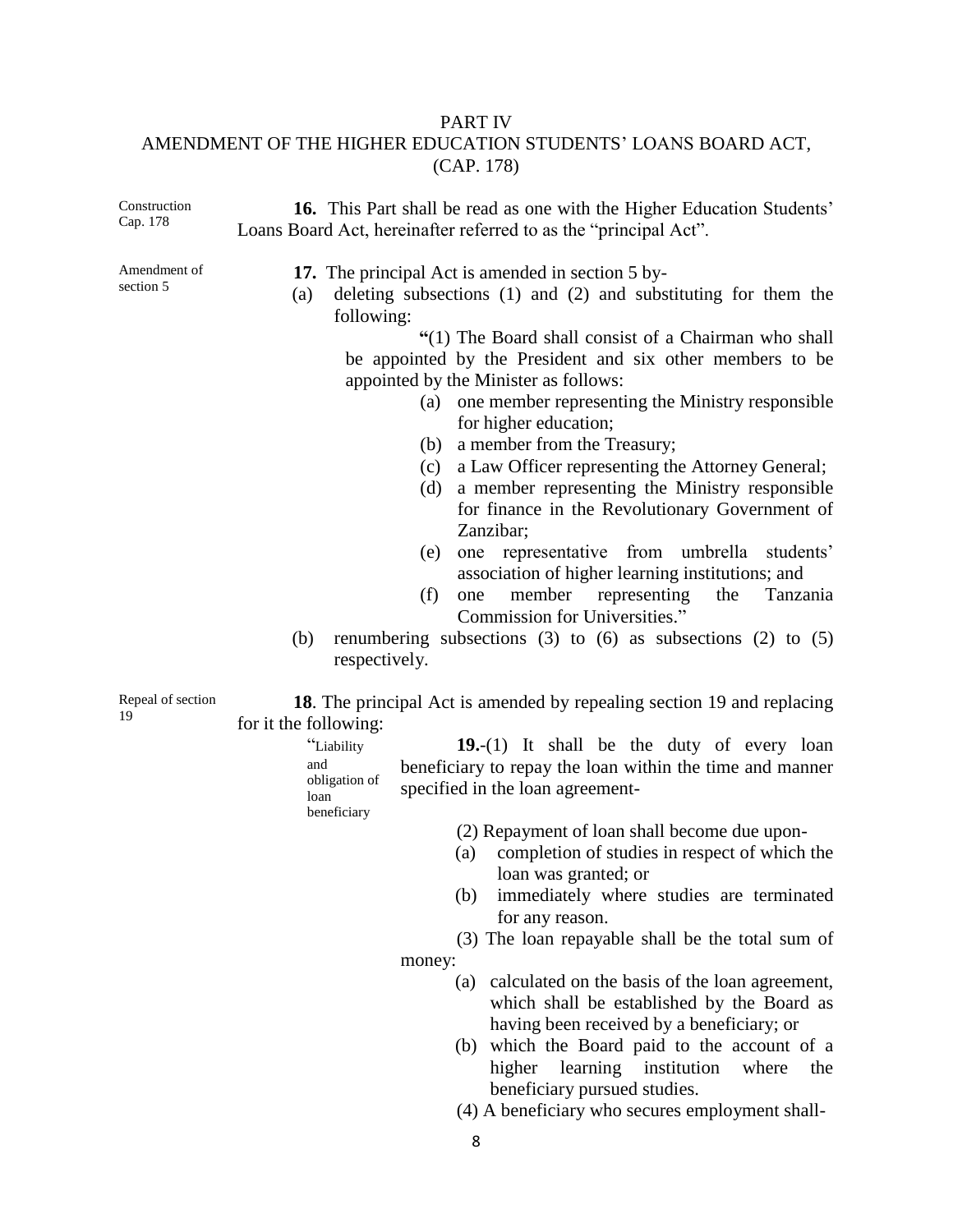## PART IV
## AMENDMENT OF THE HIGHER EDUCATION STUDENTS' LOANS BOARD ACT, (CAP. 178)

Construction Cap. 178

**16.** This Part shall be read as one with the Higher Education Students' Loans Board Act, hereinafter referred to as the "principal Act".

Amendment of section 5

**17.** The principal Act is amended in section 5 by-

(a) deleting subsections (1) and (2) and substituting for them the following:

"(1) The Board shall consist of a Chairman who shall be appointed by the President and six other members to be appointed by the Minister as follows:

(a) one member representing the Ministry responsible for higher education;
(b) a member from the Treasury;
(c) a Law Officer representing the Attorney General;
(d) a member representing the Ministry responsible for finance in the Revolutionary Government of Zanzibar;
(e) one representative from umbrella students' association of higher learning institutions; and
(f) one member representing the Tanzania Commission for Universities."

(b) renumbering subsections (3) to (6) as subsections (2) to (5) respectively.

Repeal of section 19

**18**. The principal Act is amended by repealing section 19 and replacing for it the following:

"Liability and obligation of loan beneficiary

**19.**-(1) It shall be the duty of every loan beneficiary to repay the loan within the time and manner specified in the loan agreement-

(2) Repayment of loan shall become due upon-

(a) completion of studies in respect of which the loan was granted; or
(b) immediately where studies are terminated for any reason.

(3) The loan repayable shall be the total sum of money:

(a) calculated on the basis of the loan agreement, which shall be established by the Board as having been received by a beneficiary; or
(b) which the Board paid to the account of a higher learning institution where the beneficiary pursued studies.

(4) A beneficiary who secures employment shall-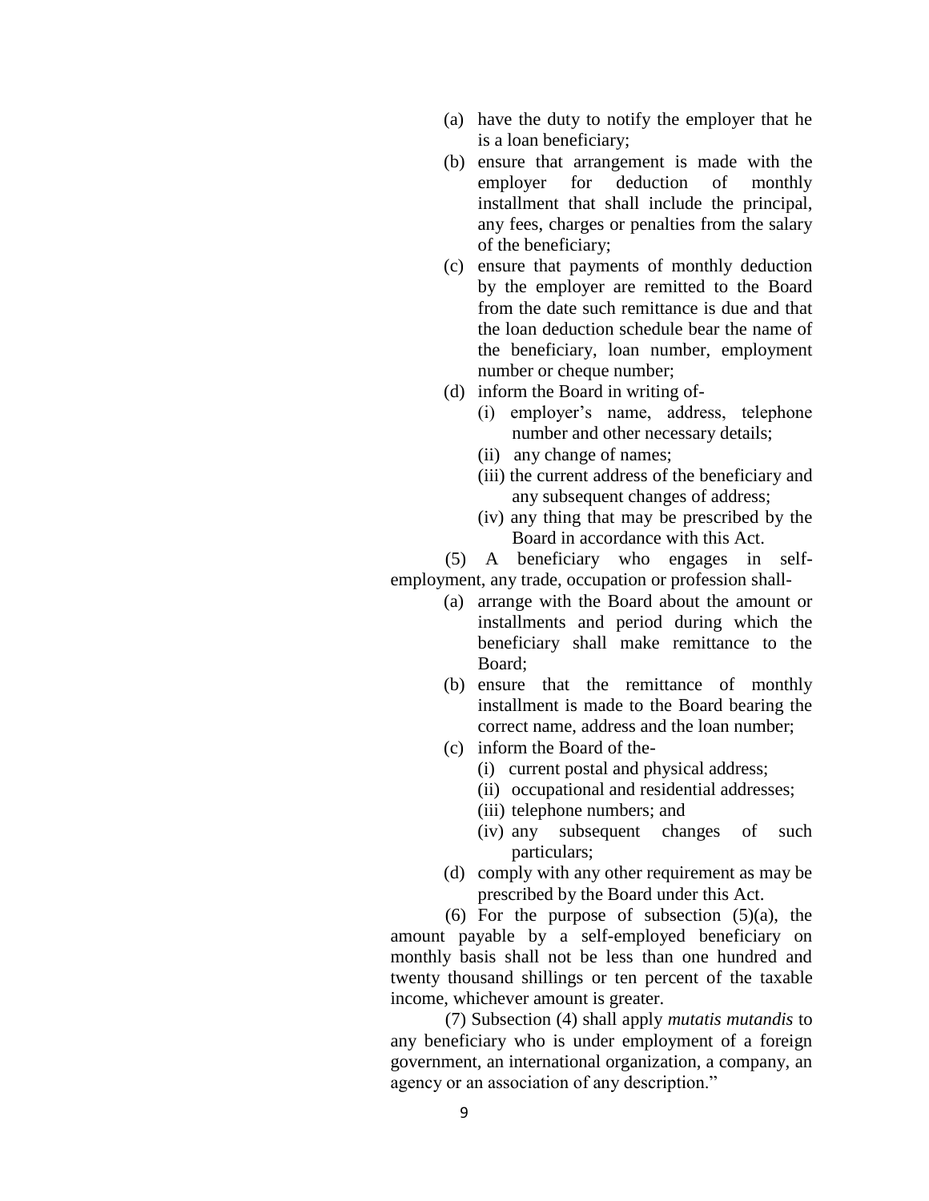(a) have the duty to notify the employer that he is a loan beneficiary;

(b) ensure that arrangement is made with the employer for deduction of monthly installment that shall include the principal, any fees, charges or penalties from the salary of the beneficiary;

(c) ensure that payments of monthly deduction by the employer are remitted to the Board from the date such remittance is due and that the loan deduction schedule bear the name of the beneficiary, loan number, employment number or cheque number;

(d) inform the Board in writing of-

(i) employer's name, address, telephone number and other necessary details;

(ii) any change of names;

(iii) the current address of the beneficiary and any subsequent changes of address;

(iv) any thing that may be prescribed by the Board in accordance with this Act.

(5) A beneficiary who engages in self-employment, any trade, occupation or profession shall-

(a) arrange with the Board about the amount or installments and period during which the beneficiary shall make remittance to the Board;

(b) ensure that the remittance of monthly installment is made to the Board bearing the correct name, address and the loan number;

(c) inform the Board of the-

(i) current postal and physical address;

(ii) occupational and residential addresses;

(iii) telephone numbers; and

(iv) any subsequent changes of such particulars;

(d) comply with any other requirement as may be prescribed by the Board under this Act.

(6) For the purpose of subsection (5)(a), the amount payable by a self-employed beneficiary on monthly basis shall not be less than one hundred and twenty thousand shillings or ten percent of the taxable income, whichever amount is greater.

(7) Subsection (4) shall apply *mutatis mutandis* to any beneficiary who is under employment of a foreign government, an international organization, a company, an agency or an association of any description."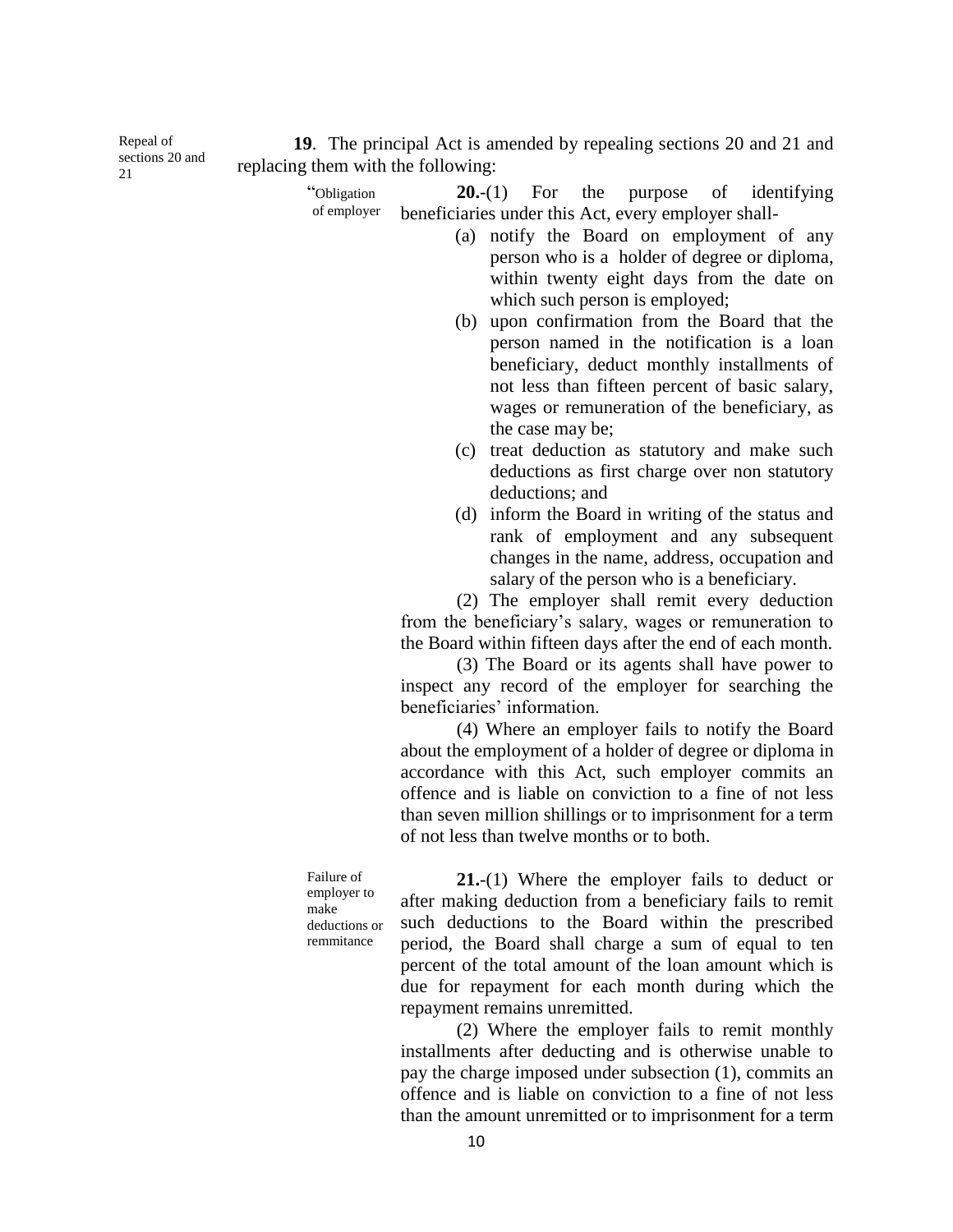Repeal of sections 20 and 21

**19**. The principal Act is amended by repealing sections 20 and 21 and replacing them with the following:

"Obligation of employer

**20.**-(1) For the purpose of identifying beneficiaries under this Act, every employer shall-

(a) notify the Board on employment of any person who is a holder of degree or diploma, within twenty eight days from the date on which such person is employed;

(b) upon confirmation from the Board that the person named in the notification is a loan beneficiary, deduct monthly installments of not less than fifteen percent of basic salary, wages or remuneration of the beneficiary, as the case may be;

(c) treat deduction as statutory and make such deductions as first charge over non statutory deductions; and

(d) inform the Board in writing of the status and rank of employment and any subsequent changes in the name, address, occupation and salary of the person who is a beneficiary.

(2) The employer shall remit every deduction from the beneficiary's salary, wages or remuneration to the Board within fifteen days after the end of each month.

(3) The Board or its agents shall have power to inspect any record of the employer for searching the beneficiaries' information.

(4) Where an employer fails to notify the Board about the employment of a holder of degree or diploma in accordance with this Act, such employer commits an offence and is liable on conviction to a fine of not less than seven million shillings or to imprisonment for a term of not less than twelve months or to both.

Failure of employer to make deductions or remmitance

**21.**-(1) Where the employer fails to deduct or after making deduction from a beneficiary fails to remit such deductions to the Board within the prescribed period, the Board shall charge a sum of equal to ten percent of the total amount of the loan amount which is due for repayment for each month during which the repayment remains unremitted.

(2) Where the employer fails to remit monthly installments after deducting and is otherwise unable to pay the charge imposed under subsection (1), commits an offence and is liable on conviction to a fine of not less than the amount unremitted or to imprisonment for a term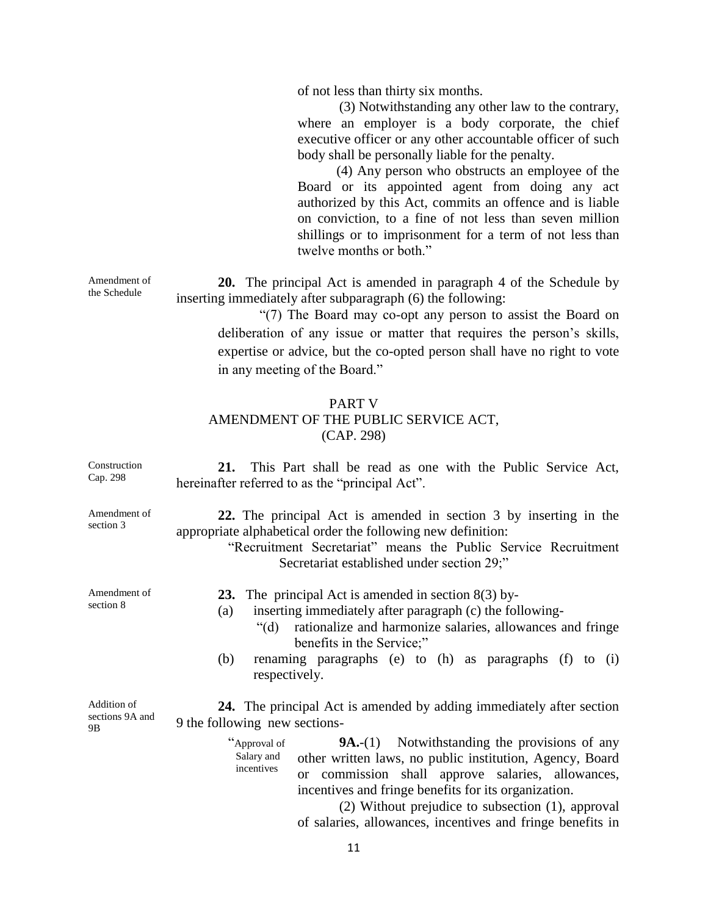of not less than thirty six months.

(3) Notwithstanding any other law to the contrary, where an employer is a body corporate, the chief executive officer or any other accountable officer of such body shall be personally liable for the penalty.

(4) Any person who obstructs an employee of the Board or its appointed agent from doing any act authorized by this Act, commits an offence and is liable on conviction, to a fine of not less than seven million shillings or to imprisonment for a term of not less than twelve months or both."

Amendment of the Schedule

**20.** The principal Act is amended in paragraph 4 of the Schedule by inserting immediately after subparagraph (6) the following:

"(7) The Board may co-opt any person to assist the Board on deliberation of any issue or matter that requires the person's skills, expertise or advice, but the co-opted person shall have no right to vote in any meeting of the Board."

## PART V
## AMENDMENT OF THE PUBLIC SERVICE ACT, (CAP. 298)

Construction Cap. 298

**21.** This Part shall be read as one with the Public Service Act, hereinafter referred to as the "principal Act".

Amendment of section 3

**22.** The principal Act is amended in section 3 by inserting in the appropriate alphabetical order the following new definition:

"Recruitment Secretariat" means the Public Service Recruitment Secretariat established under section 29;"

Amendment of section 8

**23.** The principal Act is amended in section 8(3) by-

(a) inserting immediately after paragraph (c) the following-

"(d) rationalize and harmonize salaries, allowances and fringe benefits in the Service;"

(b) renaming paragraphs (e) to (h) as paragraphs (f) to (i) respectively.

Addition of sections 9A and 9B

**24.** The principal Act is amended by adding immediately after section 9 the following new sections-

"Approval of Salary and incentives

**9A.**-(1) Notwithstanding the provisions of any other written laws, no public institution, Agency, Board or commission shall approve salaries, allowances, incentives and fringe benefits for its organization.

(2) Without prejudice to subsection (1), approval of salaries, allowances, incentives and fringe benefits in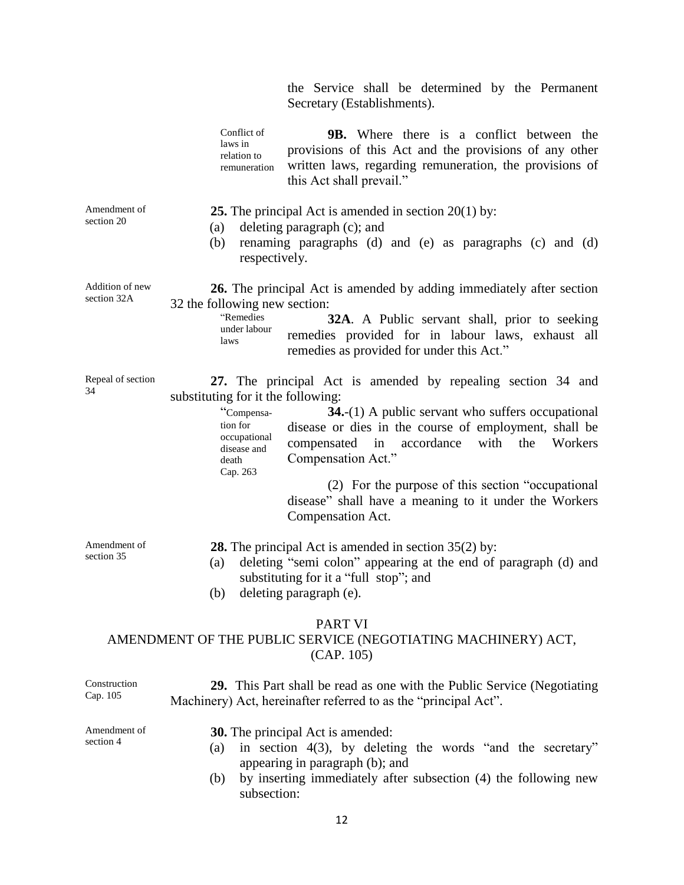the Service shall be determined by the Permanent Secretary (Establishments).

Conflict of laws in relation to remuneration

**9B.** Where there is a conflict between the provisions of this Act and the provisions of any other written laws, regarding remuneration, the provisions of this Act shall prevail."

Amendment of section 20

**25.** The principal Act is amended in section 20(1) by:

(a) deleting paragraph (c); and
(b) renaming paragraphs (d) and (e) as paragraphs (c) and (d) respectively.

Addition of new section 32A

**26.** The principal Act is amended by adding immediately after section 32 the following new section:

"Remedies under labour laws

**32A**. A Public servant shall, prior to seeking remedies provided for in labour laws, exhaust all remedies as provided for under this Act."

Repeal of section 34

**27.** The principal Act is amended by repealing section 34 and substituting for it the following:

"Compensation for occupational disease and death
Cap. 263

**34.**-(1) A public servant who suffers occupational disease or dies in the course of employment, shall be compensated in accordance with the Workers Compensation Act."

(2) For the purpose of this section "occupational disease" shall have a meaning to it under the Workers Compensation Act.

Amendment of section 35

**28.** The principal Act is amended in section 35(2) by:

(a) deleting "semi colon" appearing at the end of paragraph (d) and substituting for it a "full stop"; and
(b) deleting paragraph (e).

## PART VI
## AMENDMENT OF THE PUBLIC SERVICE (NEGOTIATING MACHINERY) ACT, (CAP. 105)

Construction Cap. 105

**29.** This Part shall be read as one with the Public Service (Negotiating Machinery) Act, hereinafter referred to as the "principal Act".

Amendment of section 4

**30.** The principal Act is amended:

(a) in section 4(3), by deleting the words "and the secretary" appearing in paragraph (b); and
(b) by inserting immediately after subsection (4) the following new subsection: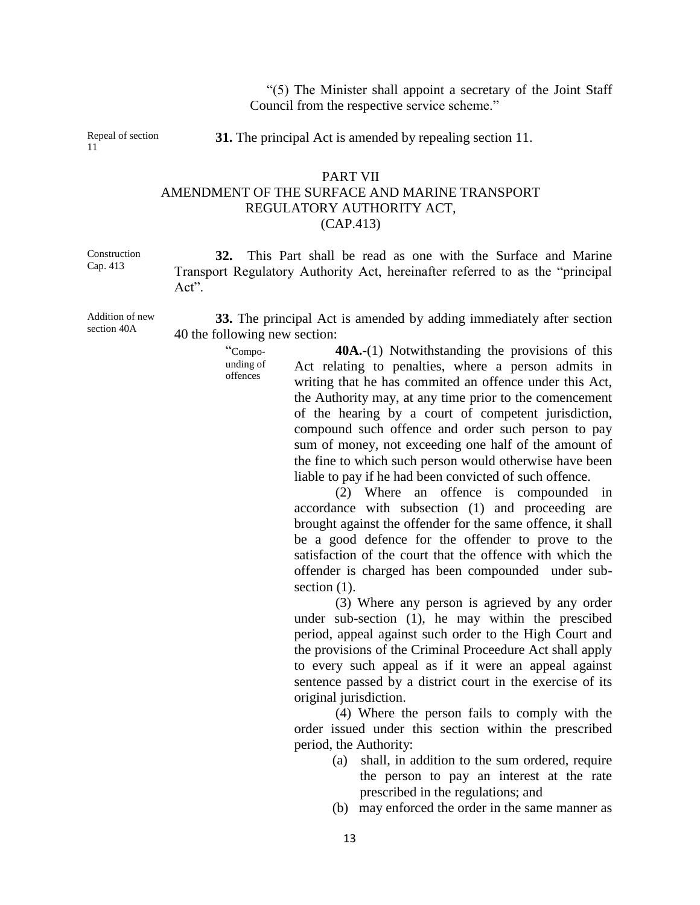"(5) The Minister shall appoint a secretary of the Joint Staff Council from the respective service scheme."

Repeal of section 11

**31.** The principal Act is amended by repealing section 11.

## PART VII
## AMENDMENT OF THE SURFACE AND MARINE TRANSPORT REGULATORY AUTHORITY ACT, (CAP.413)

Construction Cap. 413

**32.** This Part shall be read as one with the Surface and Marine Transport Regulatory Authority Act, hereinafter referred to as the "principal Act".

Addition of new section 40A

**33.** The principal Act is amended by adding immediately after section 40 the following new section:

"Compounding of offences

**40A.**-(1) Notwithstanding the provisions of this Act relating to penalties, where a person admits in writing that he has commited an offence under this Act, the Authority may, at any time prior to the comencement of the hearing by a court of competent jurisdiction, compound such offence and order such person to pay sum of money, not exceeding one half of the amount of the fine to which such person would otherwise have been liable to pay if he had been convicted of such offence.

(2) Where an offence is compounded in accordance with subsection (1) and proceeding are brought against the offender for the same offence, it shall be a good defence for the offender to prove to the satisfaction of the court that the offence with which the offender is charged has been compounded under sub-section (1).

(3) Where any person is agrieved by any order under sub-section (1), he may within the prescibed period, appeal against such order to the High Court and the provisions of the Criminal Proceedure Act shall apply to every such appeal as if it were an appeal against sentence passed by a district court in the exercise of its original jurisdiction.

(4) Where the person fails to comply with the order issued under this section within the prescribed period, the Authority:

(a) shall, in addition to the sum ordered, require the person to pay an interest at the rate prescribed in the regulations; and

(b) may enforced the order in the same manner as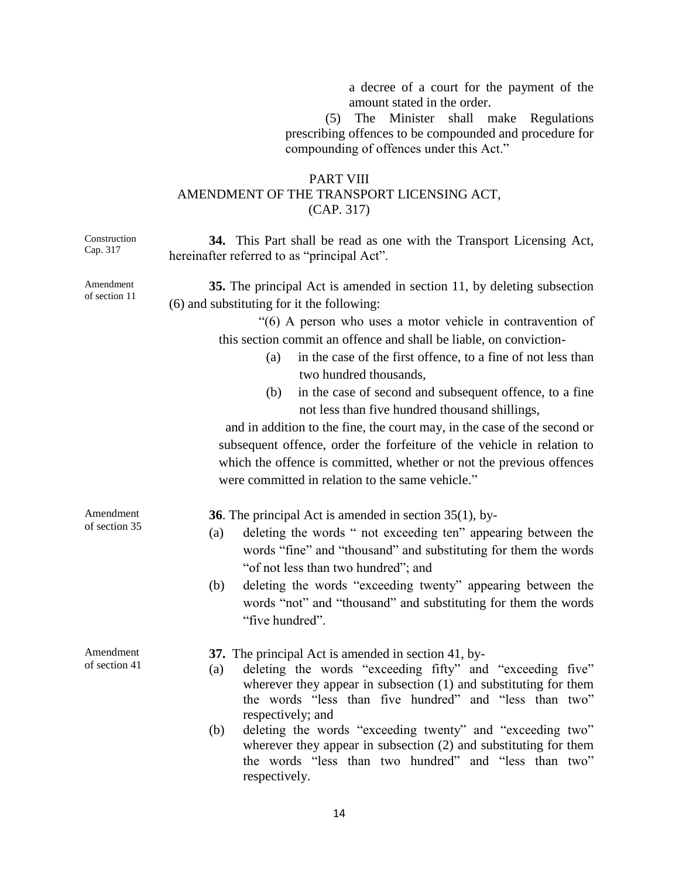a decree of a court for the payment of the amount stated in the order.

(5) The Minister shall make Regulations prescribing offences to be compounded and procedure for compounding of offences under this Act."

## PART VIII
## AMENDMENT OF THE TRANSPORT LICENSING ACT, (CAP. 317)

Construction Cap. 317

**34.** This Part shall be read as one with the Transport Licensing Act, hereinafter referred to as "principal Act".

Amendment of section 11

**35.** The principal Act is amended in section 11, by deleting subsection (6) and substituting for it the following:

"(6) A person who uses a motor vehicle in contravention of this section commit an offence and shall be liable, on conviction-

(a) in the case of the first offence, to a fine of not less than two hundred thousands,

(b) in the case of second and subsequent offence, to a fine not less than five hundred thousand shillings,

and in addition to the fine, the court may, in the case of the second or subsequent offence, order the forfeiture of the vehicle in relation to which the offence is committed, whether or not the previous offences were committed in relation to the same vehicle."

Amendment of section 35

**36**. The principal Act is amended in section 35(1), by-

(a) deleting the words " not exceeding ten" appearing between the words "fine" and "thousand" and substituting for them the words "of not less than two hundred"; and

(b) deleting the words "exceeding twenty" appearing between the words "not" and "thousand" and substituting for them the words "five hundred".

Amendment of section 41

**37.** The principal Act is amended in section 41, by-

(a) deleting the words "exceeding fifty" and "exceeding five" wherever they appear in subsection (1) and substituting for them the words "less than five hundred" and "less than two" respectively; and

(b) deleting the words "exceeding twenty" and "exceeding two" wherever they appear in subsection (2) and substituting for them the words "less than two hundred" and "less than two" respectively.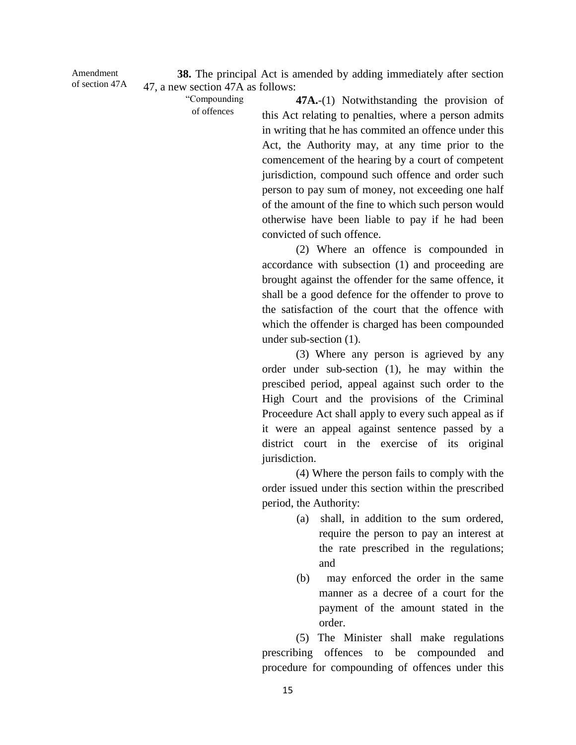Amendment of section 47A

**38.** The principal Act is amended by adding immediately after section 47, a new section 47A as follows:

"Compounding of offences

**47A.**-(1) Notwithstanding the provision of this Act relating to penalties, where a person admits in writing that he has commited an offence under this Act, the Authority may, at any time prior to the comencement of the hearing by a court of competent jurisdiction, compound such offence and order such person to pay sum of money, not exceeding one half of the amount of the fine to which such person would otherwise have been liable to pay if he had been convicted of such offence.

(2) Where an offence is compounded in accordance with subsection (1) and proceeding are brought against the offender for the same offence, it shall be a good defence for the offender to prove to the satisfaction of the court that the offence with which the offender is charged has been compounded under sub-section (1).

(3) Where any person is agrieved by any order under sub-section (1), he may within the prescibed period, appeal against such order to the High Court and the provisions of the Criminal Proceedure Act shall apply to every such appeal as if it were an appeal against sentence passed by a district court in the exercise of its original jurisdiction.

(4) Where the person fails to comply with the order issued under this section within the prescribed period, the Authority:

(a) shall, in addition to the sum ordered, require the person to pay an interest at the rate prescribed in the regulations; and

(b) may enforced the order in the same manner as a decree of a court for the payment of the amount stated in the order.

(5) The Minister shall make regulations prescribing offences to be compounded and procedure for compounding of offences under this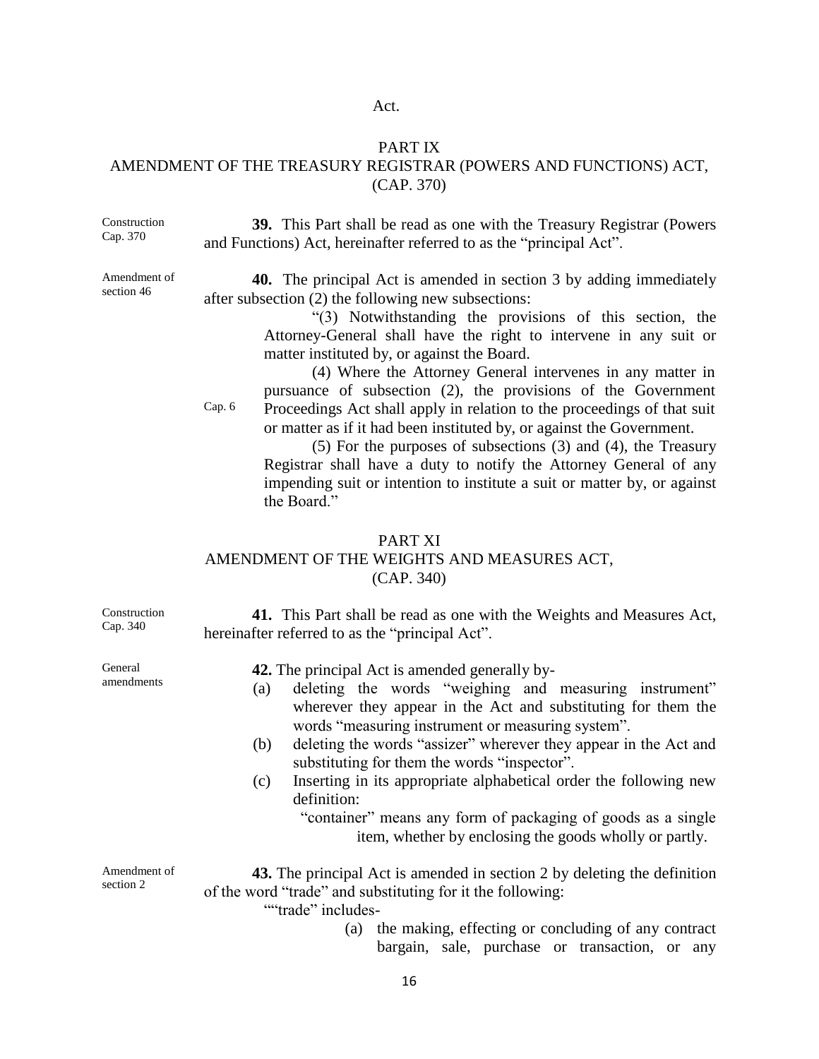Act.

## PART IX
## AMENDMENT OF THE TREASURY REGISTRAR (POWERS AND FUNCTIONS) ACT, (CAP. 370)

Construction Cap. 370

**39.** This Part shall be read as one with the Treasury Registrar (Powers and Functions) Act, hereinafter referred to as the "principal Act".

Amendment of section 46

**40.** The principal Act is amended in section 3 by adding immediately after subsection (2) the following new subsections:

"(3) Notwithstanding the provisions of this section, the Attorney-General shall have the right to intervene in any suit or matter instituted by, or against the Board.

(4) Where the Attorney General intervenes in any matter in pursuance of subsection (2), the provisions of the Government Proceedings Act shall apply in relation to the proceedings of that suit or matter as if it had been instituted by, or against the Government.

Cap. 6

(5) For the purposes of subsections (3) and (4), the Treasury Registrar shall have a duty to notify the Attorney General of any impending suit or intention to institute a suit or matter by, or against the Board."

## PART XI
## AMENDMENT OF THE WEIGHTS AND MEASURES ACT, (CAP. 340)

Construction Cap. 340

**41.** This Part shall be read as one with the Weights and Measures Act, hereinafter referred to as the "principal Act".

General amendments

**42.** The principal Act is amended generally by-

(a) deleting the words "weighing and measuring instrument" wherever they appear in the Act and substituting for them the words "measuring instrument or measuring system".

(b) deleting the words "assizer" wherever they appear in the Act and substituting for them the words "inspector".

(c) Inserting in its appropriate alphabetical order the following new definition:

"container" means any form of packaging of goods as a single item, whether by enclosing the goods wholly or partly.

Amendment of section 2

**43.** The principal Act is amended in section 2 by deleting the definition of the word "trade" and substituting for it the following:

""trade" includes-

(a) the making, effecting or concluding of any contract bargain, sale, purchase or transaction, or any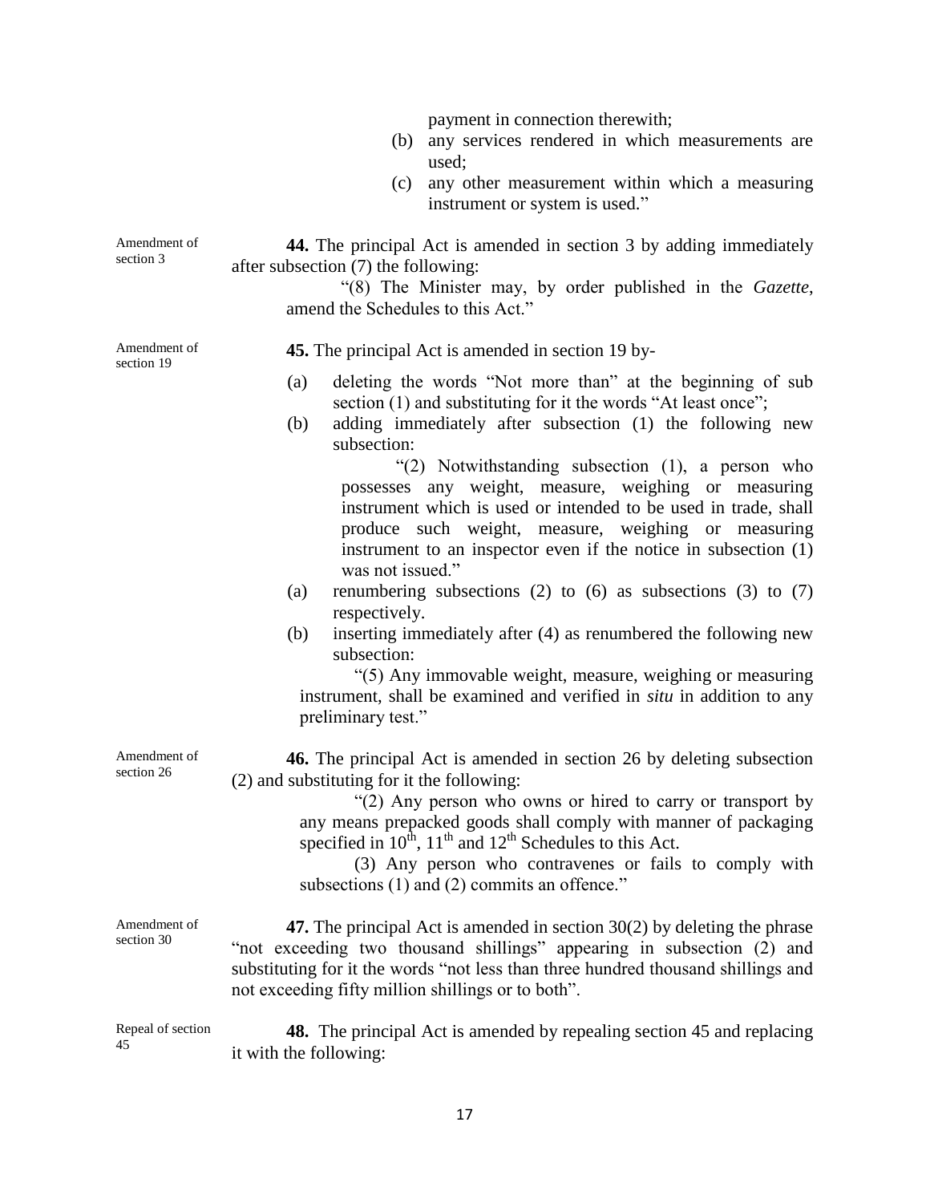payment in connection therewith;

(b) any services rendered in which measurements are used;

(c) any other measurement within which a measuring instrument or system is used."

Amendment of section 3

**44.** The principal Act is amended in section 3 by adding immediately after subsection (7) the following:

"(8) The Minister may, by order published in the *Gazette*, amend the Schedules to this Act."

Amendment of section 19

**45.** The principal Act is amended in section 19 by-

(a) deleting the words "Not more than" at the beginning of sub section (1) and substituting for it the words "At least once";

(b) adding immediately after subsection (1) the following new subsection:

"(2) Notwithstanding subsection (1), a person who possesses any weight, measure, weighing or measuring instrument which is used or intended to be used in trade, shall produce such weight, measure, weighing or measuring instrument to an inspector even if the notice in subsection (1) was not issued."

(a) renumbering subsections (2) to (6) as subsections (3) to (7) respectively.

(b) inserting immediately after (4) as renumbered the following new subsection:

"(5) Any immovable weight, measure, weighing or measuring instrument, shall be examined and verified in *situ* in addition to any preliminary test."

Amendment of section 26

**46.** The principal Act is amended in section 26 by deleting subsection (2) and substituting for it the following:

"(2) Any person who owns or hired to carry or transport by any means prepacked goods shall comply with manner of packaging specified in 10th, 11th and 12th Schedules to this Act.

(3) Any person who contravenes or fails to comply with subsections (1) and (2) commits an offence."

Amendment of section 30

**47.** The principal Act is amended in section 30(2) by deleting the phrase "not exceeding two thousand shillings" appearing in subsection (2) and substituting for it the words "not less than three hundred thousand shillings and not exceeding fifty million shillings or to both".

Repeal of section 45

**48.** The principal Act is amended by repealing section 45 and replacing it with the following: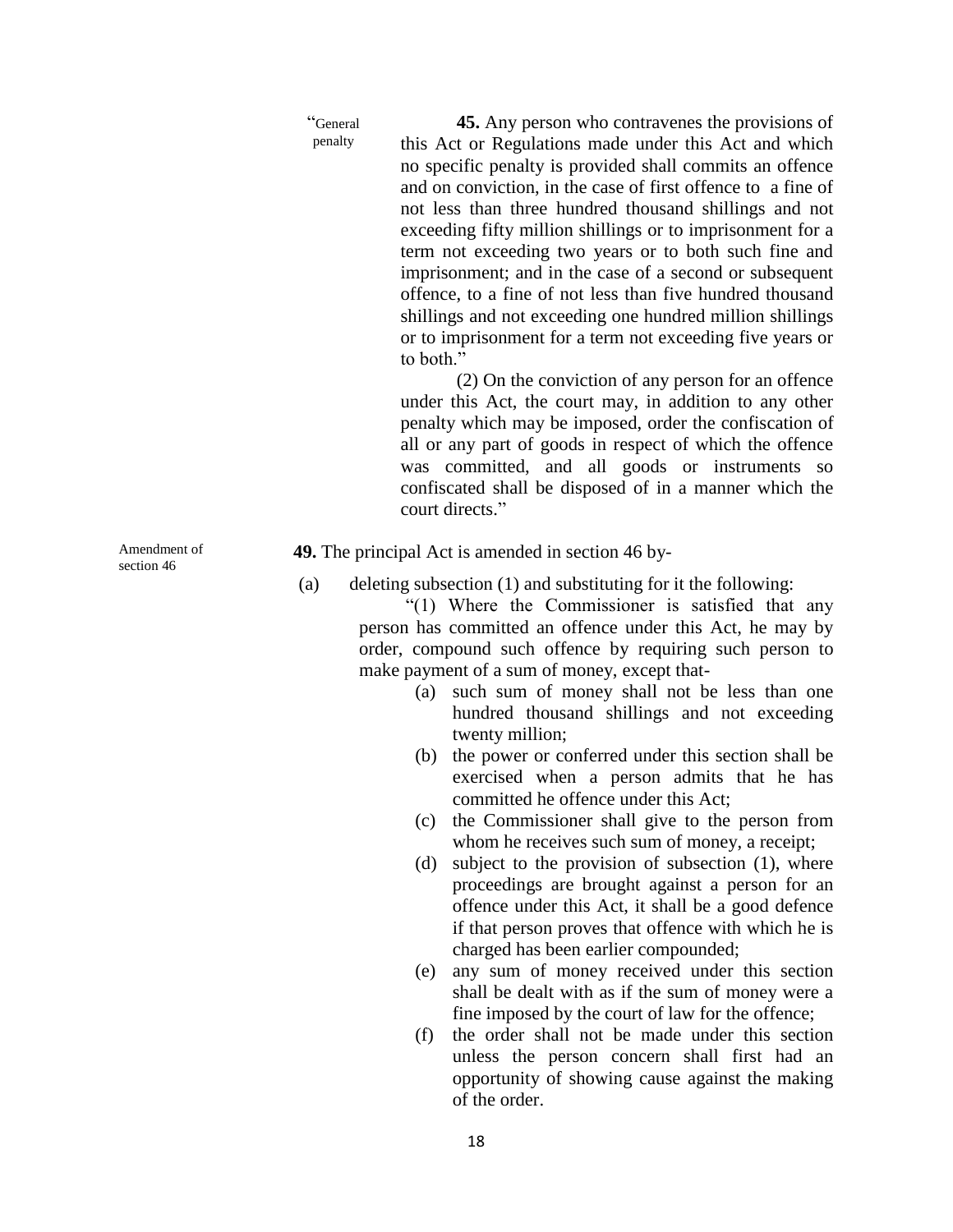"General penalty

**45.** Any person who contravenes the provisions of this Act or Regulations made under this Act and which no specific penalty is provided shall commits an offence and on conviction, in the case of first offence to a fine of not less than three hundred thousand shillings and not exceeding fifty million shillings or to imprisonment for a term not exceeding two years or to both such fine and imprisonment; and in the case of a second or subsequent offence, to a fine of not less than five hundred thousand shillings and not exceeding one hundred million shillings or to imprisonment for a term not exceeding five years or to both."

(2) On the conviction of any person for an offence under this Act, the court may, in addition to any other penalty which may be imposed, order the confiscation of all or any part of goods in respect of which the offence was committed, and all goods or instruments so confiscated shall be disposed of in a manner which the court directs."

Amendment of section 46

**49.** The principal Act is amended in section 46 by-

(a) deleting subsection (1) and substituting for it the following:

"(1) Where the Commissioner is satisfied that any person has committed an offence under this Act, he may by order, compound such offence by requiring such person to make payment of a sum of money, except that-

(a) such sum of money shall not be less than one hundred thousand shillings and not exceeding twenty million;

(b) the power or conferred under this section shall be exercised when a person admits that he has committed he offence under this Act;

(c) the Commissioner shall give to the person from whom he receives such sum of money, a receipt;

(d) subject to the provision of subsection (1), where proceedings are brought against a person for an offence under this Act, it shall be a good defence if that person proves that offence with which he is charged has been earlier compounded;

(e) any sum of money received under this section shall be dealt with as if the sum of money were a fine imposed by the court of law for the offence;

(f) the order shall not be made under this section unless the person concern shall first had an opportunity of showing cause against the making of the order.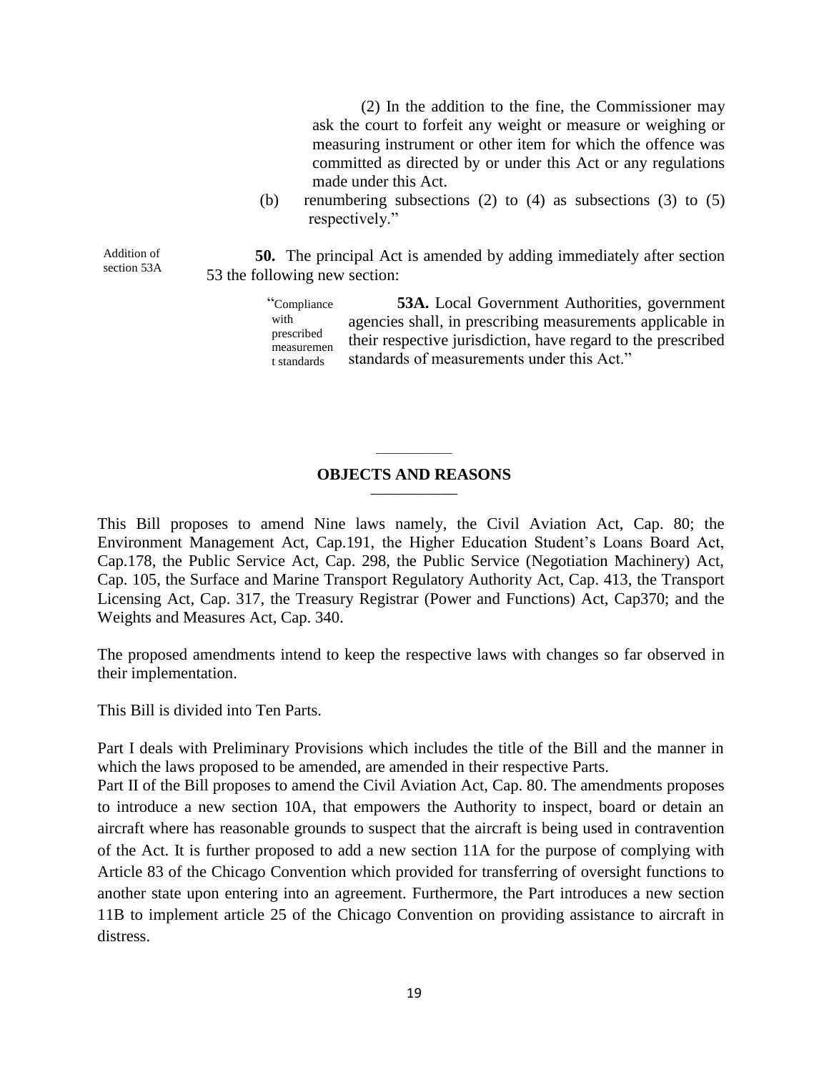(2) In the addition to the fine, the Commissioner may ask the court to forfeit any weight or measure or weighing or measuring instrument or other item for which the offence was committed as directed by or under this Act or any regulations made under this Act.

(b) renumbering subsections (2) to (4) as subsections (3) to (5) respectively."

Addition of section 53A

**50.** The principal Act is amended by adding immediately after section 53 the following new section:

"Compliance with prescribed measurement standards

**53A.** Local Government Authorities, government agencies shall, in prescribing measurements applicable in their respective jurisdiction, have regard to the prescribed standards of measurements under this Act."

## OBJECTS AND REASONS

This Bill proposes to amend Nine laws namely, the Civil Aviation Act, Cap. 80; the Environment Management Act, Cap.191, the Higher Education Student's Loans Board Act, Cap.178, the Public Service Act, Cap. 298, the Public Service (Negotiation Machinery) Act, Cap. 105, the Surface and Marine Transport Regulatory Authority Act, Cap. 413, the Transport Licensing Act, Cap. 317, the Treasury Registrar (Power and Functions) Act, Cap370; and the Weights and Measures Act, Cap. 340.

The proposed amendments intend to keep the respective laws with changes so far observed in their implementation.

This Bill is divided into Ten Parts.

Part I deals with Preliminary Provisions which includes the title of the Bill and the manner in which the laws proposed to be amended, are amended in their respective Parts.

Part II of the Bill proposes to amend the Civil Aviation Act, Cap. 80. The amendments proposes to introduce a new section 10A, that empowers the Authority to inspect, board or detain an aircraft where has reasonable grounds to suspect that the aircraft is being used in contravention of the Act. It is further proposed to add a new section 11A for the purpose of complying with Article 83 of the Chicago Convention which provided for transferring of oversight functions to another state upon entering into an agreement. Furthermore, the Part introduces a new section 11B to implement article 25 of the Chicago Convention on providing assistance to aircraft in distress.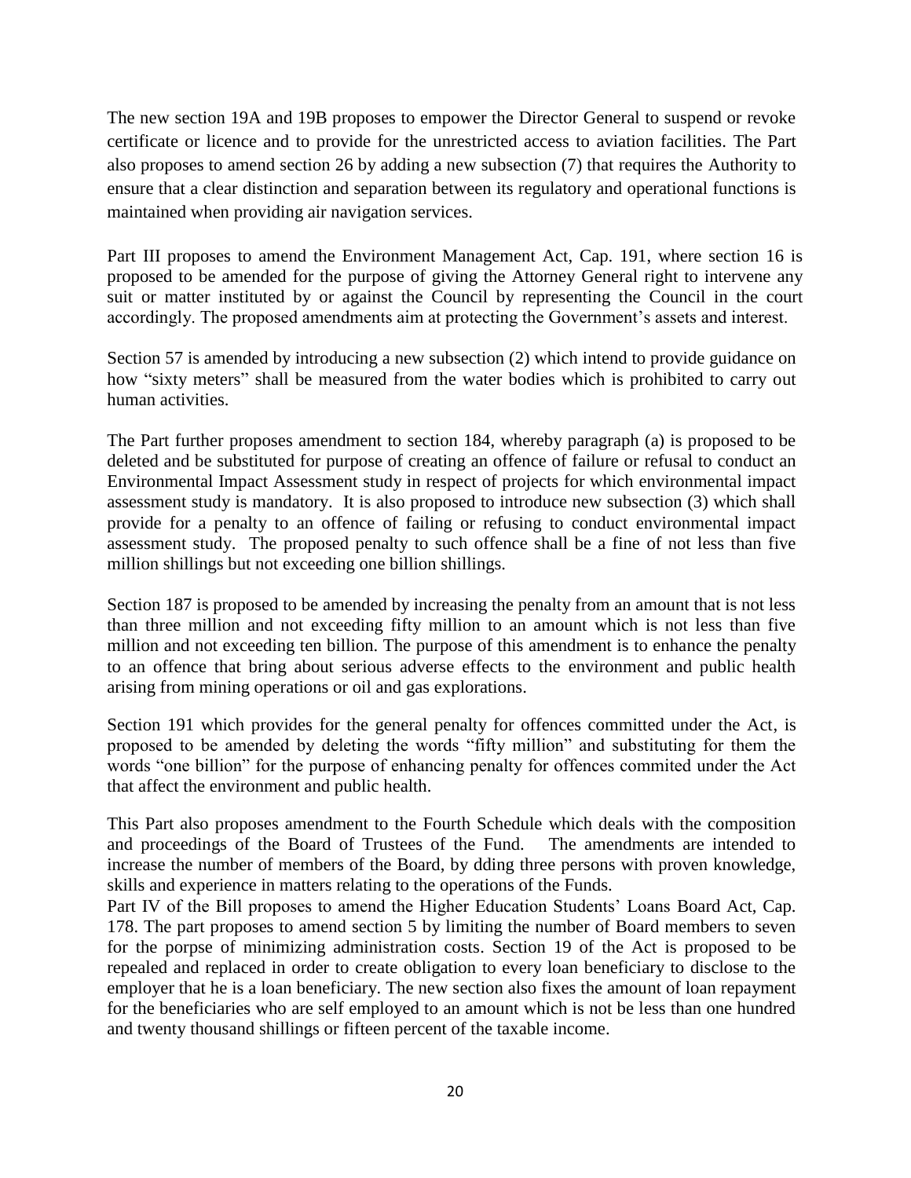The new section 19A and 19B proposes to empower the Director General to suspend or revoke certificate or licence and to provide for the unrestricted access to aviation facilities. The Part also proposes to amend section 26 by adding a new subsection (7) that requires the Authority to ensure that a clear distinction and separation between its regulatory and operational functions is maintained when providing air navigation services.

Part III proposes to amend the Environment Management Act, Cap. 191, where section 16 is proposed to be amended for the purpose of giving the Attorney General right to intervene any suit or matter instituted by or against the Council by representing the Council in the court accordingly. The proposed amendments aim at protecting the Government's assets and interest.

Section 57 is amended by introducing a new subsection (2) which intend to provide guidance on how "sixty meters" shall be measured from the water bodies which is prohibited to carry out human activities.

The Part further proposes amendment to section 184, whereby paragraph (a) is proposed to be deleted and be substituted for purpose of creating an offence of failure or refusal to conduct an Environmental Impact Assessment study in respect of projects for which environmental impact assessment study is mandatory. It is also proposed to introduce new subsection (3) which shall provide for a penalty to an offence of failing or refusing to conduct environmental impact assessment study. The proposed penalty to such offence shall be a fine of not less than five million shillings but not exceeding one billion shillings.

Section 187 is proposed to be amended by increasing the penalty from an amount that is not less than three million and not exceeding fifty million to an amount which is not less than five million and not exceeding ten billion. The purpose of this amendment is to enhance the penalty to an offence that bring about serious adverse effects to the environment and public health arising from mining operations or oil and gas explorations.

Section 191 which provides for the general penalty for offences committed under the Act, is proposed to be amended by deleting the words "fifty million" and substituting for them the words "one billion" for the purpose of enhancing penalty for offences commited under the Act that affect the environment and public health.

This Part also proposes amendment to the Fourth Schedule which deals with the composition and proceedings of the Board of Trustees of the Fund. The amendments are intended to increase the number of members of the Board, by dding three persons with proven knowledge, skills and experience in matters relating to the operations of the Funds.

Part IV of the Bill proposes to amend the Higher Education Students' Loans Board Act, Cap. 178. The part proposes to amend section 5 by limiting the number of Board members to seven for the porpse of minimizing administration costs. Section 19 of the Act is proposed to be repealed and replaced in order to create obligation to every loan beneficiary to disclose to the employer that he is a loan beneficiary. The new section also fixes the amount of loan repayment for the beneficiaries who are self employed to an amount which is not be less than one hundred and twenty thousand shillings or fifteen percent of the taxable income.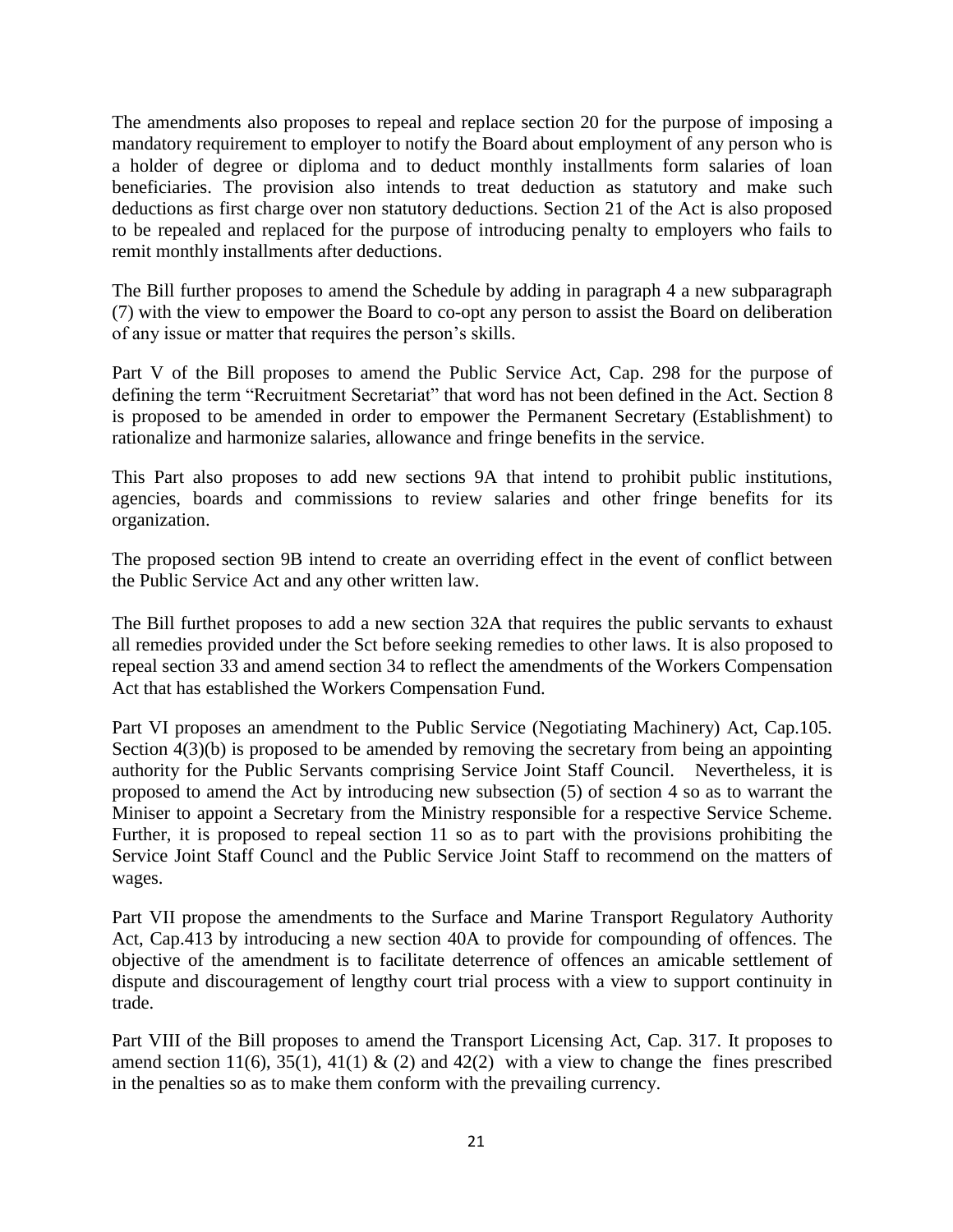The amendments also proposes to repeal and replace section 20 for the purpose of imposing a mandatory requirement to employer to notify the Board about employment of any person who is a holder of degree or diploma and to deduct monthly installments form salaries of loan beneficiaries. The provision also intends to treat deduction as statutory and make such deductions as first charge over non statutory deductions. Section 21 of the Act is also proposed to be repealed and replaced for the purpose of introducing penalty to employers who fails to remit monthly installments after deductions.

The Bill further proposes to amend the Schedule by adding in paragraph 4 a new subparagraph (7) with the view to empower the Board to co-opt any person to assist the Board on deliberation of any issue or matter that requires the person's skills.

Part V of the Bill proposes to amend the Public Service Act, Cap. 298 for the purpose of defining the term "Recruitment Secretariat" that word has not been defined in the Act. Section 8 is proposed to be amended in order to empower the Permanent Secretary (Establishment) to rationalize and harmonize salaries, allowance and fringe benefits in the service.

This Part also proposes to add new sections 9A that intend to prohibit public institutions, agencies, boards and commissions to review salaries and other fringe benefits for its organization.

The proposed section 9B intend to create an overriding effect in the event of conflict between the Public Service Act and any other written law.

The Bill furthet proposes to add a new section 32A that requires the public servants to exhaust all remedies provided under the Sct before seeking remedies to other laws. It is also proposed to repeal section 33 and amend section 34 to reflect the amendments of the Workers Compensation Act that has established the Workers Compensation Fund.

Part VI proposes an amendment to the Public Service (Negotiating Machinery) Act, Cap.105. Section 4(3)(b) is proposed to be amended by removing the secretary from being an appointing authority for the Public Servants comprising Service Joint Staff Council. Nevertheless, it is proposed to amend the Act by introducing new subsection (5) of section 4 so as to warrant the Miniser to appoint a Secretary from the Ministry responsible for a respective Service Scheme. Further, it is proposed to repeal section 11 so as to part with the provisions prohibiting the Service Joint Staff Councl and the Public Service Joint Staff to recommend on the matters of wages.

Part VII propose the amendments to the Surface and Marine Transport Regulatory Authority Act, Cap.413 by introducing a new section 40A to provide for compounding of offences. The objective of the amendment is to facilitate deterrence of offences an amicable settlement of dispute and discouragement of lengthy court trial process with a view to support continuity in trade.

Part VIII of the Bill proposes to amend the Transport Licensing Act, Cap. 317. It proposes to amend section 11(6), 35(1), 41(1) & (2) and 42(2) with a view to change the fines prescribed in the penalties so as to make them conform with the prevailing currency.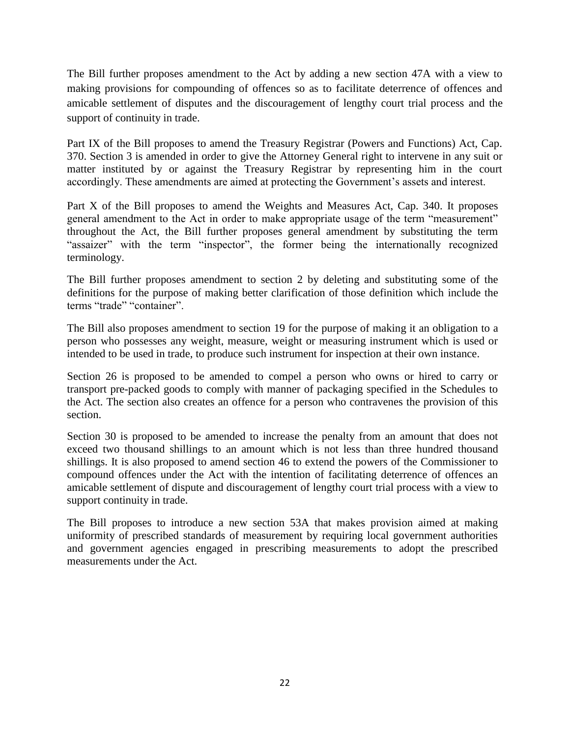The Bill further proposes amendment to the Act by adding a new section 47A with a view to making provisions for compounding of offences so as to facilitate deterrence of offences and amicable settlement of disputes and the discouragement of lengthy court trial process and the support of continuity in trade.

Part IX of the Bill proposes to amend the Treasury Registrar (Powers and Functions) Act, Cap. 370. Section 3 is amended in order to give the Attorney General right to intervene in any suit or matter instituted by or against the Treasury Registrar by representing him in the court accordingly. These amendments are aimed at protecting the Government's assets and interest.

Part X of the Bill proposes to amend the Weights and Measures Act, Cap. 340. It proposes general amendment to the Act in order to make appropriate usage of the term "measurement" throughout the Act, the Bill further proposes general amendment by substituting the term "assaizer" with the term "inspector", the former being the internationally recognized terminology.

The Bill further proposes amendment to section 2 by deleting and substituting some of the definitions for the purpose of making better clarification of those definition which include the terms "trade" "container".

The Bill also proposes amendment to section 19 for the purpose of making it an obligation to a person who possesses any weight, measure, weight or measuring instrument which is used or intended to be used in trade, to produce such instrument for inspection at their own instance.

Section 26 is proposed to be amended to compel a person who owns or hired to carry or transport pre-packed goods to comply with manner of packaging specified in the Schedules to the Act. The section also creates an offence for a person who contravenes the provision of this section.

Section 30 is proposed to be amended to increase the penalty from an amount that does not exceed two thousand shillings to an amount which is not less than three hundred thousand shillings. It is also proposed to amend section 46 to extend the powers of the Commissioner to compound offences under the Act with the intention of facilitating deterrence of offences an amicable settlement of dispute and discouragement of lengthy court trial process with a view to support continuity in trade.

The Bill proposes to introduce a new section 53A that makes provision aimed at making uniformity of prescribed standards of measurement by requiring local government authorities and government agencies engaged in prescribing measurements to adopt the prescribed measurements under the Act.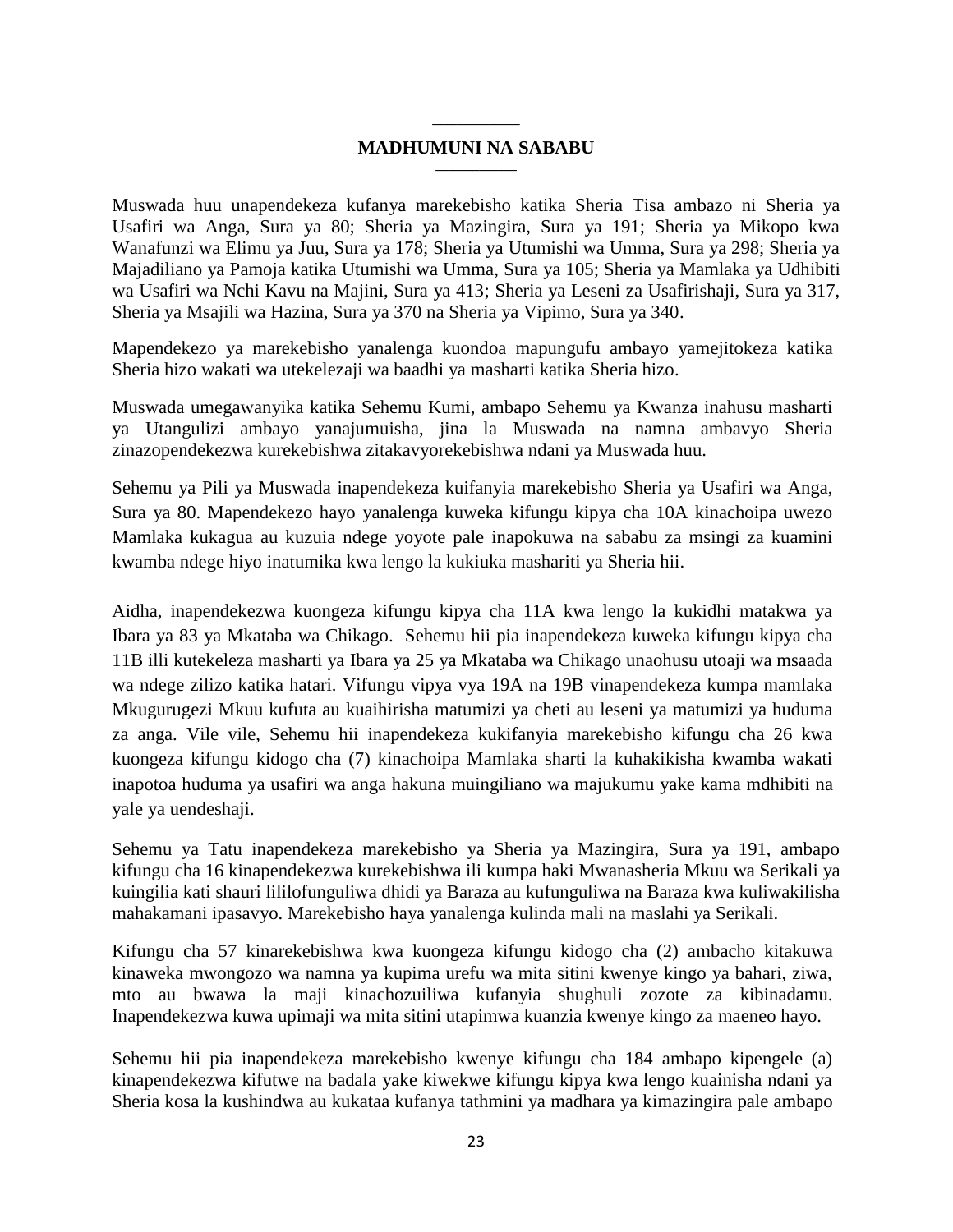## MADHUMUNI NA SABABU

Muswada huu unapendekeza kufanya marekebisho katika Sheria Tisa ambazo ni Sheria ya Usafiri wa Anga, Sura ya 80; Sheria ya Mazingira, Sura ya 191; Sheria ya Mikopo kwa Wanafunzi wa Elimu ya Juu, Sura ya 178; Sheria ya Utumishi wa Umma, Sura ya 298; Sheria ya Majadiliano ya Pamoja katika Utumishi wa Umma, Sura ya 105; Sheria ya Mamlaka ya Udhibiti wa Usafiri wa Nchi Kavu na Majini, Sura ya 413; Sheria ya Leseni za Usafirishaji, Sura ya 317, Sheria ya Msajili wa Hazina, Sura ya 370 na Sheria ya Vipimo, Sura ya 340.

Mapendekezo ya marekebisho yanalenga kuondoa mapungufu ambayo yamejitokeza katika Sheria hizo wakati wa utekelezaji wa baadhi ya masharti katika Sheria hizo.

Muswada umegawanyika katika Sehemu Kumi, ambapo Sehemu ya Kwanza inahusu masharti ya Utangulizi ambayo yanajumuisha, jina la Muswada na namna ambavyo Sheria zinazopendekezwa kurekebishwa zitakavyorekebishwa ndani ya Muswada huu.

Sehemu ya Pili ya Muswada inapendekeza kuifanyia marekebisho Sheria ya Usafiri wa Anga, Sura ya 80. Mapendekezo hayo yanalenga kuweka kifungu kipya cha 10A kinachoipa uwezo Mamlaka kukagua au kuzuia ndege yoyote pale inapokuwa na sababu za msingi za kuamini kwamba ndege hiyo inatumika kwa lengo la kukiuka mashariti ya Sheria hii.

Aidha, inapendekezwa kuongeza kifungu kipya cha 11A kwa lengo la kukidhi matakwa ya Ibara ya 83 ya Mkataba wa Chikago. Sehemu hii pia inapendekeza kuweka kifungu kipya cha 11B illi kutekeleza masharti ya Ibara ya 25 ya Mkataba wa Chikago unaohusu utoaji wa msaada wa ndege zilizo katika hatari. Vifungu vipya vya 19A na 19B vinapendekeza kumpa mamlaka Mkugurugezi Mkuu kufuta au kuaihirisha matumizi ya cheti au leseni ya matumizi ya huduma za anga. Vile vile, Sehemu hii inapendekeza kukifanyia marekebisho kifungu cha 26 kwa kuongeza kifungu kidogo cha (7) kinachoipa Mamlaka sharti la kuhakikisha kwamba wakati inapotoa huduma ya usafiri wa anga hakuna muingiliano wa majukumu yake kama mdhibiti na yale ya uendeshaji.

Sehemu ya Tatu inapendekeza marekebisho ya Sheria ya Mazingira, Sura ya 191, ambapo kifungu cha 16 kinapendekezwa kurekebishwa ili kumpa haki Mwanasheria Mkuu wa Serikali ya kuingilia kati shauri lililofunguliwa dhidi ya Baraza au kufunguliwa na Baraza kwa kuliwakilisha mahakamani ipasavyo. Marekebisho haya yanalenga kulinda mali na maslahi ya Serikali.

Kifungu cha 57 kinarekebishwa kwa kuongeza kifungu kidogo cha (2) ambacho kitakuwa kinaweka mwongozo wa namna ya kupima urefu wa mita sitini kwenye kingo ya bahari, ziwa, mto au bwawa la maji kinachozuiliwa kufanyia shughuli zozote za kibinadamu. Inapendekezwa kuwa upimaji wa mita sitini utapimwa kuanzia kwenye kingo za maeneo hayo.

Sehemu hii pia inapendekeza marekebisho kwenye kifungu cha 184 ambapo kipengele (a) kinapendekezwa kifutwe na badala yake kiwekwe kifungu kipya kwa lengo kuainisha ndani ya Sheria kosa la kushindwa au kukataa kufanya tathmini ya madhara ya kimazingira pale ambapo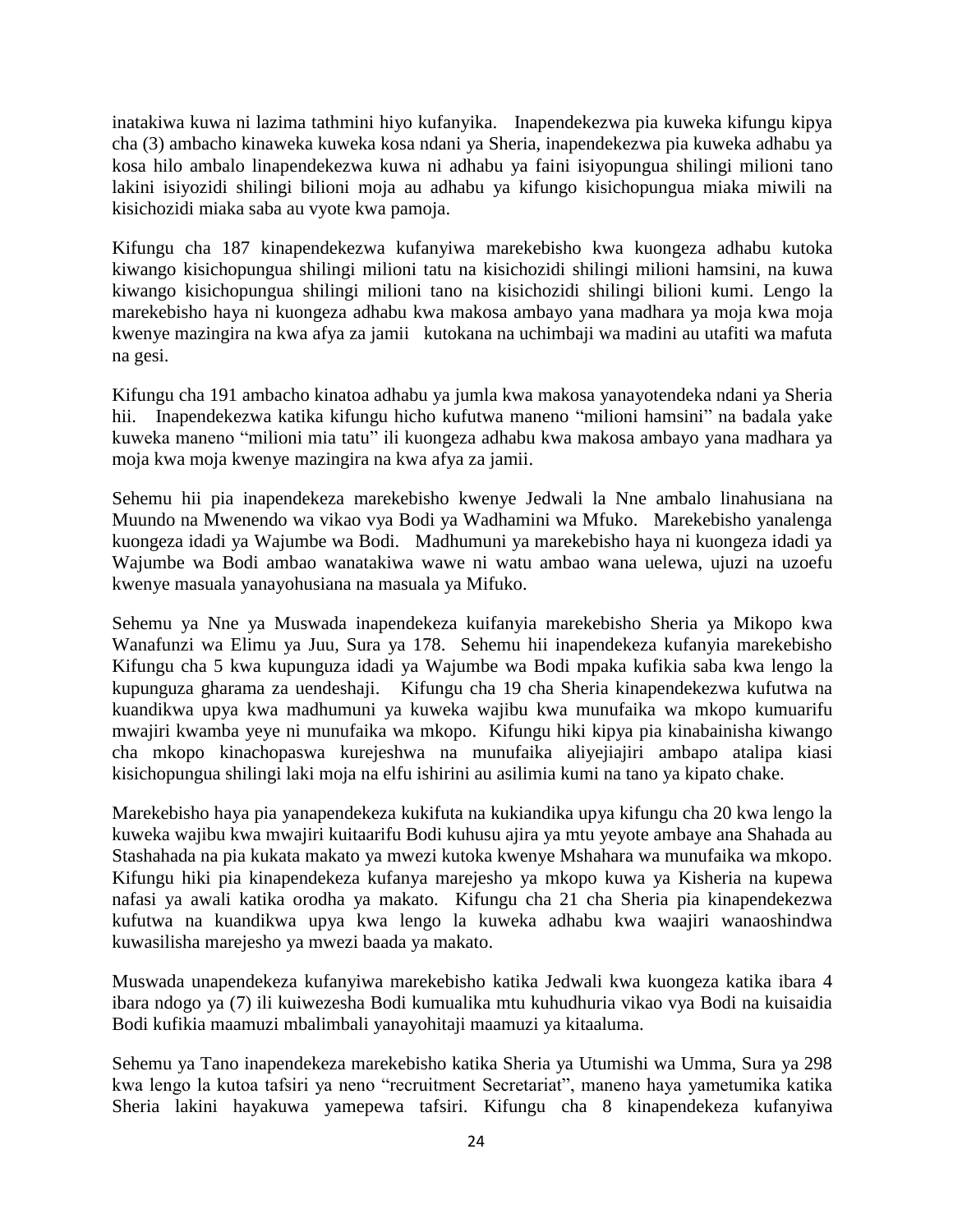inatakiwa kuwa ni lazima tathmini hiyo kufanyika. Inapendekezwa pia kuweka kifungu kipya cha (3) ambacho kinaweka kuweka kosa ndani ya Sheria, inapendekezwa pia kuweka adhabu ya kosa hilo ambalo linapendekezwa kuwa ni adhabu ya faini isiyopungua shilingi milioni tano lakini isiyozidi shilingi bilioni moja au adhabu ya kifungo kisichopungua miaka miwili na kisichozidi miaka saba au vyote kwa pamoja.

Kifungu cha 187 kinapendekezwa kufanyiwa marekebisho kwa kuongeza adhabu kutoka kiwango kisichopungua shilingi milioni tatu na kisichozidi shilingi milioni hamsini, na kuwa kiwango kisichopungua shilingi milioni tano na kisichozidi shilingi bilioni kumi. Lengo la marekebisho haya ni kuongeza adhabu kwa makosa ambayo yana madhara ya moja kwa moja kwenye mazingira na kwa afya za jamii kutokana na uchimbaji wa madini au utafiti wa mafuta na gesi.

Kifungu cha 191 ambacho kinatoa adhabu ya jumla kwa makosa yanayotendeka ndani ya Sheria hii. Inapendekezwa katika kifungu hicho kufutwa maneno "milioni hamsini" na badala yake kuweka maneno "milioni mia tatu" ili kuongeza adhabu kwa makosa ambayo yana madhara ya moja kwa moja kwenye mazingira na kwa afya za jamii.

Sehemu hii pia inapendekeza marekebisho kwenye Jedwali la Nne ambalo linahusiana na Muundo na Mwenendo wa vikao vya Bodi ya Wadhamini wa Mfuko. Marekebisho yanalenga kuongeza idadi ya Wajumbe wa Bodi. Madhumuni ya marekebisho haya ni kuongeza idadi ya Wajumbe wa Bodi ambao wanatakiwa wawe ni watu ambao wana uelewa, ujuzi na uzoefu kwenye masuala yanayohusiana na masuala ya Mifuko.

Sehemu ya Nne ya Muswada inapendekeza kuifanyia marekebisho Sheria ya Mikopo kwa Wanafunzi wa Elimu ya Juu, Sura ya 178. Sehemu hii inapendekeza kufanyia marekebisho Kifungu cha 5 kwa kupunguza idadi ya Wajumbe wa Bodi mpaka kufikia saba kwa lengo la kupunguza gharama za uendeshaji. Kifungu cha 19 cha Sheria kinapendekezwa kufutwa na kuandikwa upya kwa madhumuni ya kuweka wajibu kwa munufaika wa mkopo kumuarifu mwajiri kwamba yeye ni munufaika wa mkopo. Kifungu hiki kipya pia kinabainisha kiwango cha mkopo kinachopaswa kurejeshwa na munufaika aliyejiajiri ambapo atalipa kiasi kisichopungua shilingi laki moja na elfu ishirini au asilimia kumi na tano ya kipato chake.

Marekebisho haya pia yanapendekeza kukifuta na kukiandika upya kifungu cha 20 kwa lengo la kuweka wajibu kwa mwajiri kuitaarifu Bodi kuhusu ajira ya mtu yeyote ambaye ana Shahada au Stashahada na pia kukata makato ya mwezi kutoka kwenye Mshahara wa munufaika wa mkopo. Kifungu hiki pia kinapendekeza kufanya marejesho ya mkopo kuwa ya Kisheria na kupewa nafasi ya awali katika orodha ya makato. Kifungu cha 21 cha Sheria pia kinapendekezwa kufutwa na kuandikwa upya kwa lengo la kuweka adhabu kwa waajiri wanaoshindwa kuwasilisha marejesho ya mwezi baada ya makato.

Muswada unapendekeza kufanyiwa marekebisho katika Jedwali kwa kuongeza katika ibara 4 ibara ndogo ya (7) ili kuiwezesha Bodi kumualika mtu kuhudhuria vikao vya Bodi na kuisaidia Bodi kufikia maamuzi mbalimbali yanayohitaji maamuzi ya kitaaluma.

Sehemu ya Tano inapendekeza marekebisho katika Sheria ya Utumishi wa Umma, Sura ya 298 kwa lengo la kutoa tafsiri ya neno "recruitment Secretariat", maneno haya yametumika katika Sheria lakini hayakuwa yamepewa tafsiri. Kifungu cha 8 kinapendekeza kufanyiwa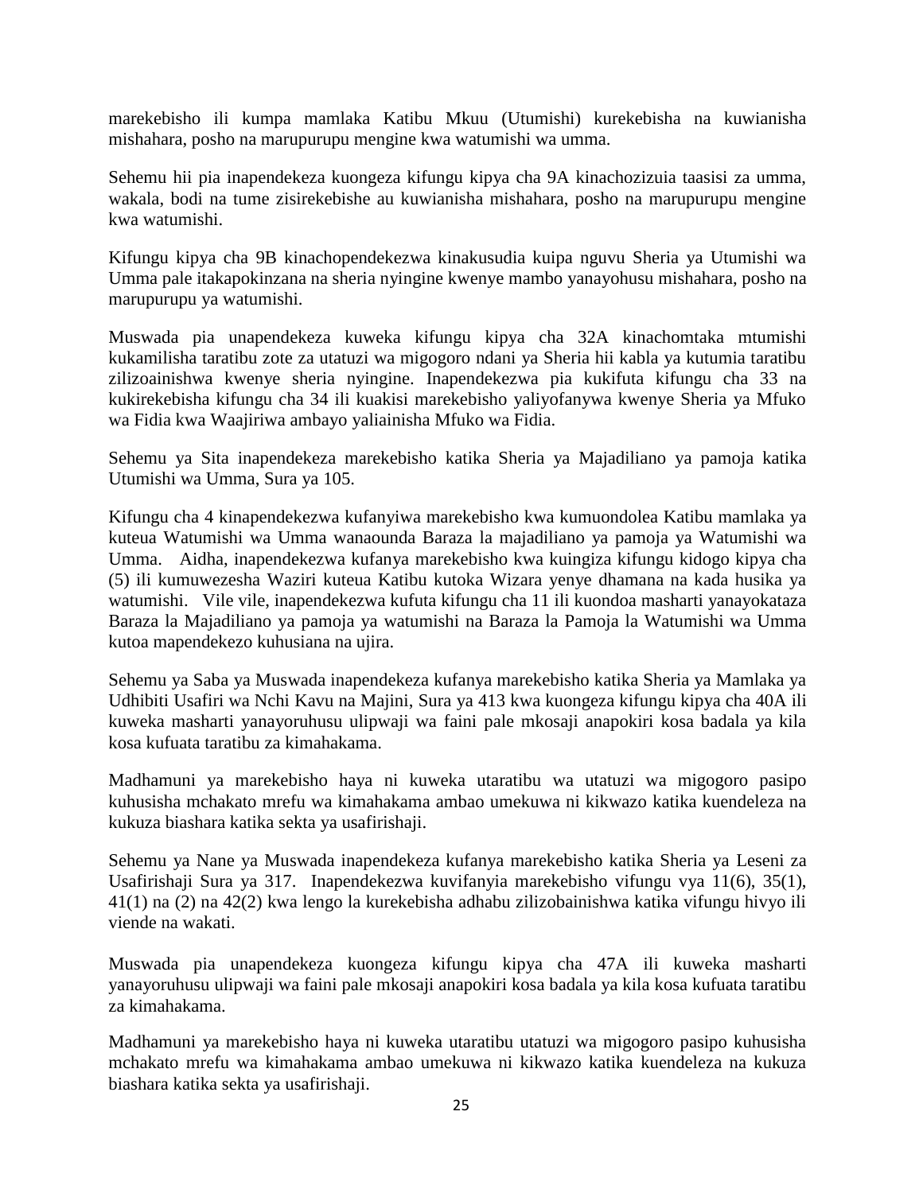marekebisho ili kumpa mamlaka Katibu Mkuu (Utumishi) kurekebisha na kuwianisha mishahara, posho na marupurupu mengine kwa watumishi wa umma.

Sehemu hii pia inapendekeza kuongeza kifungu kipya cha 9A kinachozizuia taasisi za umma, wakala, bodi na tume zisirekebishe au kuwianisha mishahara, posho na marupurupu mengine kwa watumishi.

Kifungu kipya cha 9B kinachopendekezwa kinakusudia kuipa nguvu Sheria ya Utumishi wa Umma pale itakapokinzana na sheria nyingine kwenye mambo yanayohusu mishahara, posho na marupurupu ya watumishi.

Muswada pia unapendekeza kuweka kifungu kipya cha 32A kinachomtaka mtumishi kukamilisha taratibu zote za utatuzi wa migogoro ndani ya Sheria hii kabla ya kutumia taratibu zilizoainishwa kwenye sheria nyingine. Inapendekezwa pia kukifuta kifungu cha 33 na kukirekebisha kifungu cha 34 ili kuakisi marekebisho yaliyofanywa kwenye Sheria ya Mfuko wa Fidia kwa Waajiriwa ambayo yaliainisha Mfuko wa Fidia.

Sehemu ya Sita inapendekeza marekebisho katika Sheria ya Majadiliano ya pamoja katika Utumishi wa Umma, Sura ya 105.

Kifungu cha 4 kinapendekezwa kufanyiwa marekebisho kwa kumuondolea Katibu mamlaka ya kuteua Watumishi wa Umma wanaounda Baraza la majadiliano ya pamoja ya Watumishi wa Umma. Aidha, inapendekezwa kufanya marekebisho kwa kuingiza kifungu kidogo kipya cha (5) ili kumuwezesha Waziri kuteua Katibu kutoka Wizara yenye dhamana na kada husika ya watumishi. Vile vile, inapendekezwa kufuta kifungu cha 11 ili kuondoa masharti yanayokataza Baraza la Majadiliano ya pamoja ya watumishi na Baraza la Pamoja la Watumishi wa Umma kutoa mapendekezo kuhusiana na ujira.

Sehemu ya Saba ya Muswada inapendekeza kufanya marekebisho katika Sheria ya Mamlaka ya Udhibiti Usafiri wa Nchi Kavu na Majini, Sura ya 413 kwa kuongeza kifungu kipya cha 40A ili kuweka masharti yanayoruhusu ulipwaji wa faini pale mkosaji anapokiri kosa badala ya kila kosa kufuata taratibu za kimahakama.

Madhamuni ya marekebisho haya ni kuweka utaratibu wa utatuzi wa migogoro pasipo kuhusisha mchakato mrefu wa kimahakama ambao umekuwa ni kikwazo katika kuendeleza na kukuza biashara katika sekta ya usafirishaji.

Sehemu ya Nane ya Muswada inapendekeza kufanya marekebisho katika Sheria ya Leseni za Usafirishaji Sura ya 317. Inapendekezwa kuvifanyia marekebisho vifungu vya 11(6), 35(1), 41(1) na (2) na 42(2) kwa lengo la kurekebisha adhabu zilizobainishwa katika vifungu hivyo ili viende na wakati.

Muswada pia unapendekeza kuongeza kifungu kipya cha 47A ili kuweka masharti yanayoruhusu ulipwaji wa faini pale mkosaji anapokiri kosa badala ya kila kosa kufuata taratibu za kimahakama.

Madhamuni ya marekebisho haya ni kuweka utaratibu utatuzi wa migogoro pasipo kuhusisha mchakato mrefu wa kimahakama ambao umekuwa ni kikwazo katika kuendeleza na kukuza biashara katika sekta ya usafirishaji.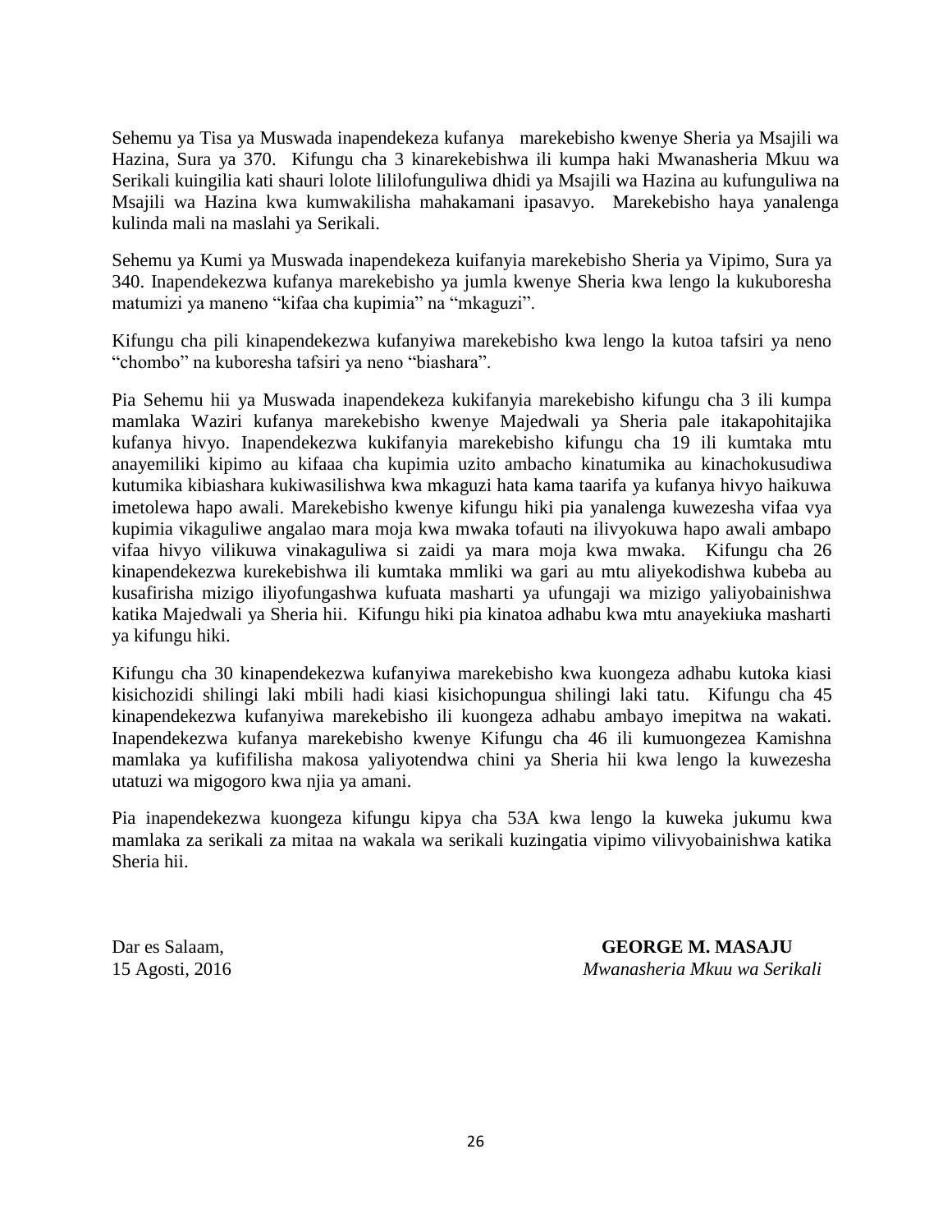Sehemu ya Tisa ya Muswada inapendekeza kufanya marekebisho kwenye Sheria ya Msajili wa Hazina, Sura ya 370. Kifungu cha 3 kinarekebishwa ili kumpa haki Mwanasheria Mkuu wa Serikali kuingilia kati shauri lolote lililofunguliwa dhidi ya Msajili wa Hazina au kufunguliwa na Msajili wa Hazina kwa kumwakilisha mahakamani ipasavyo. Marekebisho haya yanalenga kulinda mali na maslahi ya Serikali.

Sehemu ya Kumi ya Muswada inapendekeza kuifanyia marekebisho Sheria ya Vipimo, Sura ya 340. Inapendekezwa kufanya marekebisho ya jumla kwenye Sheria kwa lengo la kukuboresha matumizi ya maneno "kifaa cha kupimia" na "mkaguzi".

Kifungu cha pili kinapendekezwa kufanyiwa marekebisho kwa lengo la kutoa tafsiri ya neno "chombo" na kuboresha tafsiri ya neno "biashara".

Pia Sehemu hii ya Muswada inapendekeza kukifanyia marekebisho kifungu cha 3 ili kumpa mamlaka Waziri kufanya marekebisho kwenye Majedwali ya Sheria pale itakapohitajika kufanya hivyo. Inapendekezwa kukifanyia marekebisho kifungu cha 19 ili kumtaka mtu anayemiliki kipimo au kifaaa cha kupimia uzito ambacho kinatumika au kinachokusudiwa kutumika kibiashara kukiwasilishwa kwa mkaguzi hata kama taarifa ya kufanya hivyo haikuwa imetolewa hapo awali. Marekebisho kwenye kifungu hiki pia yanalenga kuwezesha vifaa vya kupimia vikaguliwe angalao mara moja kwa mwaka tofauti na ilivyokuwa hapo awali ambapo vifaa hivyo vilikuwa vinakaguliwa si zaidi ya mara moja kwa mwaka. Kifungu cha 26 kinapendekezwa kurekebishwa ili kumtaka mmliki wa gari au mtu aliyekodishwa kubeba au kusafirisha mizigo iliyofungashwa kufuata masharti ya ufungaji wa mizigo yaliyobainishwa katika Majedwali ya Sheria hii. Kifungu hiki pia kinatoa adhabu kwa mtu anayekiuka masharti ya kifungu hiki.

Kifungu cha 30 kinapendekezwa kufanyiwa marekebisho kwa kuongeza adhabu kutoka kiasi kisichozidi shilingi laki mbili hadi kiasi kisichopungua shilingi laki tatu. Kifungu cha 45 kinapendekezwa kufanyiwa marekebisho ili kuongeza adhabu ambayo imepitwa na wakati. Inapendekezwa kufanya marekebisho kwenye Kifungu cha 46 ili kumuongezea Kamishna mamlaka ya kufifilisha makosa yaliyotendwa chini ya Sheria hii kwa lengo la kuwezesha utatuzi wa migogoro kwa njia ya amani.

Pia inapendekezwa kuongeza kifungu kipya cha 53A kwa lengo la kuweka jukumu kwa mamlaka za serikali za mitaa na wakala wa serikali kuzingatia vipimo vilivyobainishwa katika Sheria hii.

Dar es Salaam,
15 Agosti, 2016

**GEORGE M. MASAJU**
*Mwanasheria Mkuu wa Serikali*